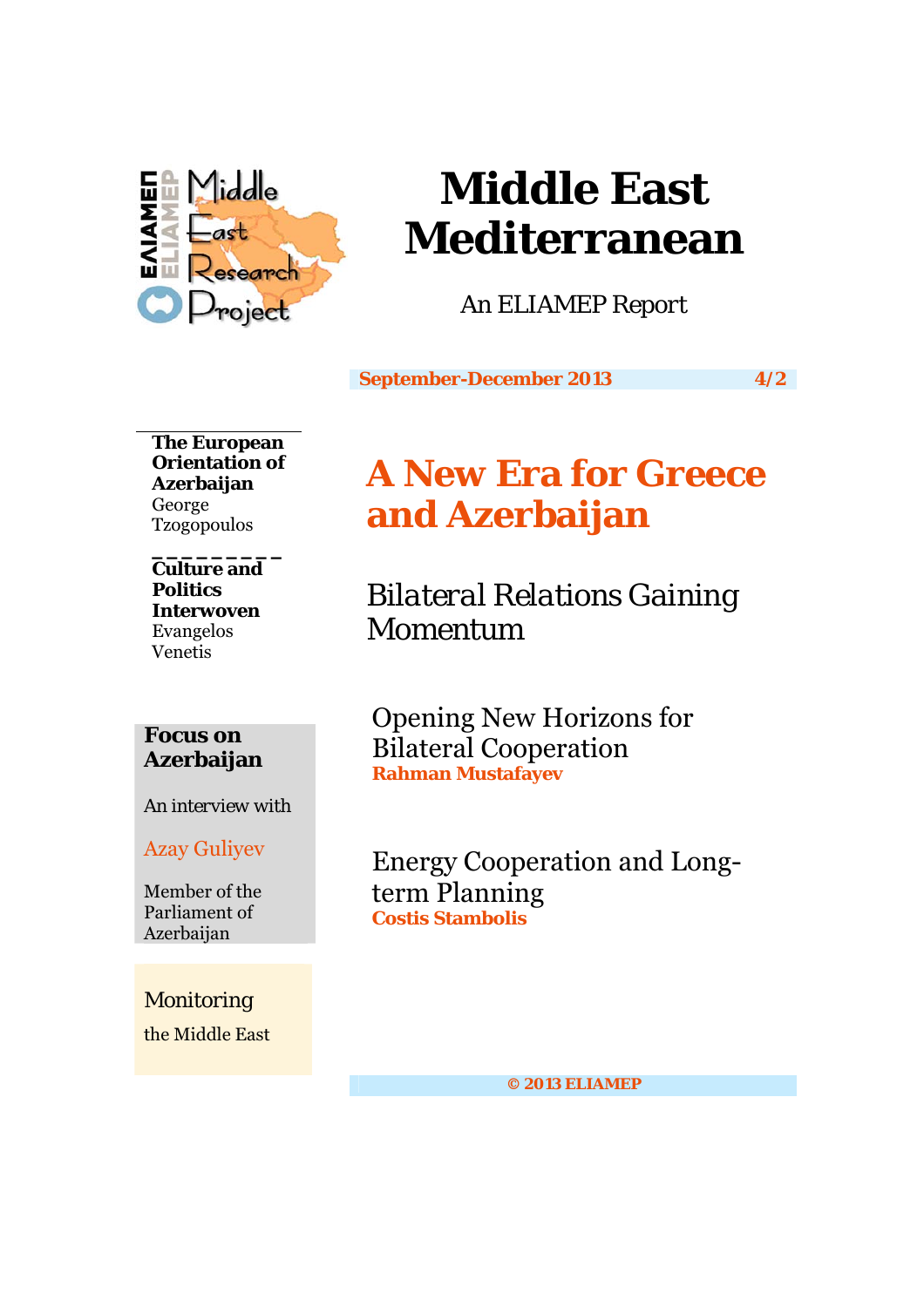# Middle East Mediterranean

An ELIAMEP Report

**September-December 2013** **4/2**

**The European Orientation of Azerbaijan**
George Tzogopoulos

**Culture and Politics Interwoven**
Evangelos Venetis

**Focus on Azerbaijan**

An interview with

Azay Guliyev

Member of the Parliament of Azerbaijan

Monitoring the Middle East

## A New Era for Greece and Azerbaijan

### Bilateral Relations Gaining Momentum

Opening New Horizons for Bilateral Cooperation
**Rahman Mustafayev**

Energy Cooperation and Long-term Planning
**Costis Stambolis**

**© 2013 ELIAMEP**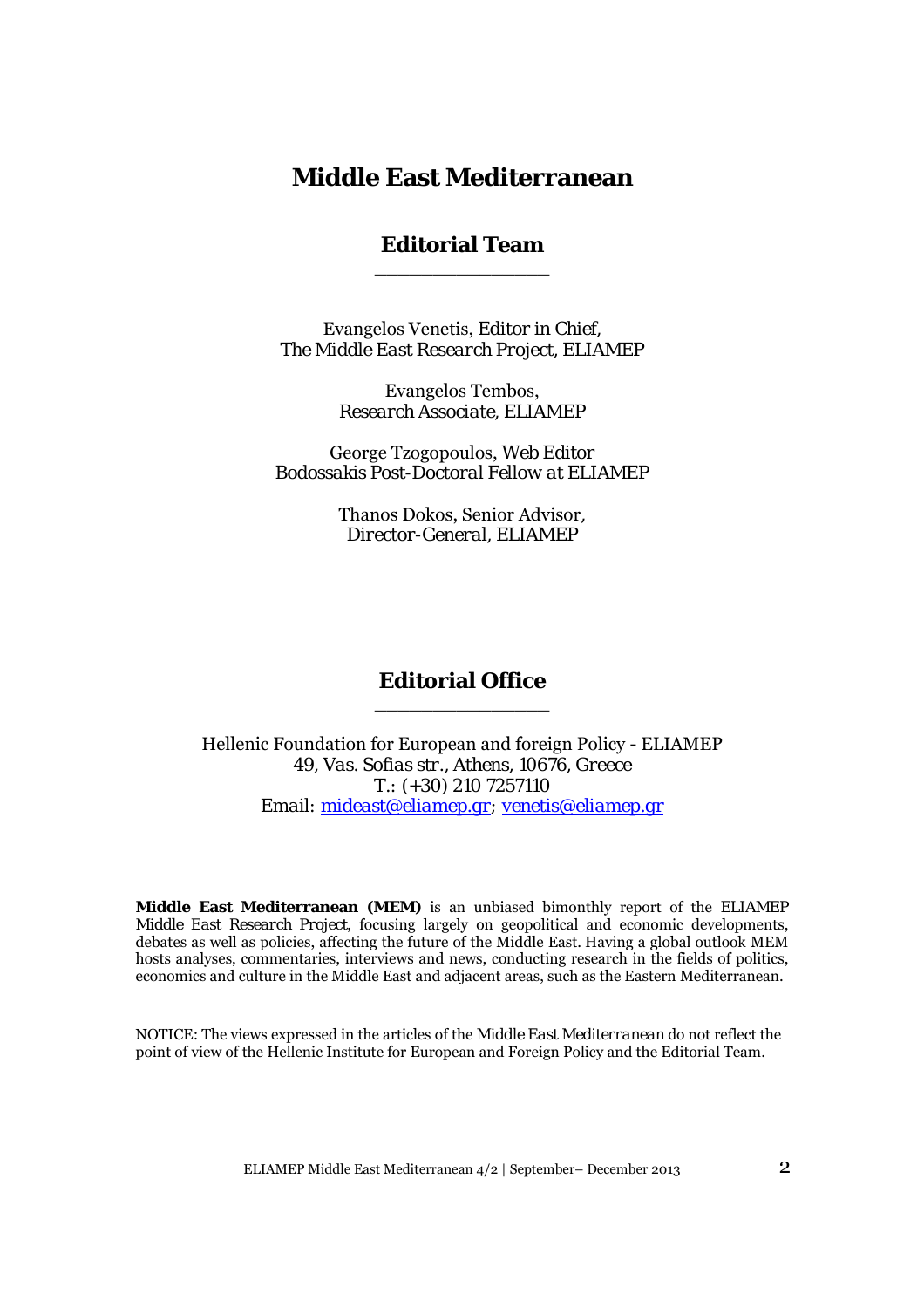# Middle East Mediterranean

## Editorial Team

Evangelos Venetis, Editor in Chief,
The Middle East Research Project, ELIAMEP

Evangelos Tembos,
Research Associate, ELIAMEP

George Tzogopoulos, Web Editor
Bodossakis Post-Doctoral Fellow at ELIAMEP

Thanos Dokos, Senior Advisor,
Director-General, ELIAMEP

## Editorial Office

Hellenic Foundation for European and foreign Policy - ELIAMEP
49, Vas. Sofias str., Athens, 10676, Greece
T.: (+30) 210 7257110
Email: mideast@eliamep.gr; venetis@eliamep.gr

**Middle East Mediterranean (MEM)** is an unbiased bimonthly report of the ELIAMEP Middle East Research Project, focusing largely on geopolitical and economic developments, debates as well as policies, affecting the future of the Middle East. Having a global outlook MEM hosts analyses, commentaries, interviews and news, conducting research in the fields of politics, economics and culture in the Middle East and adjacent areas, such as the Eastern Mediterranean.

NOTICE: The views expressed in the articles of the *Middle East Mediterranean* do not reflect the point of view of the Hellenic Institute for European and Foreign Policy and the Editorial Team.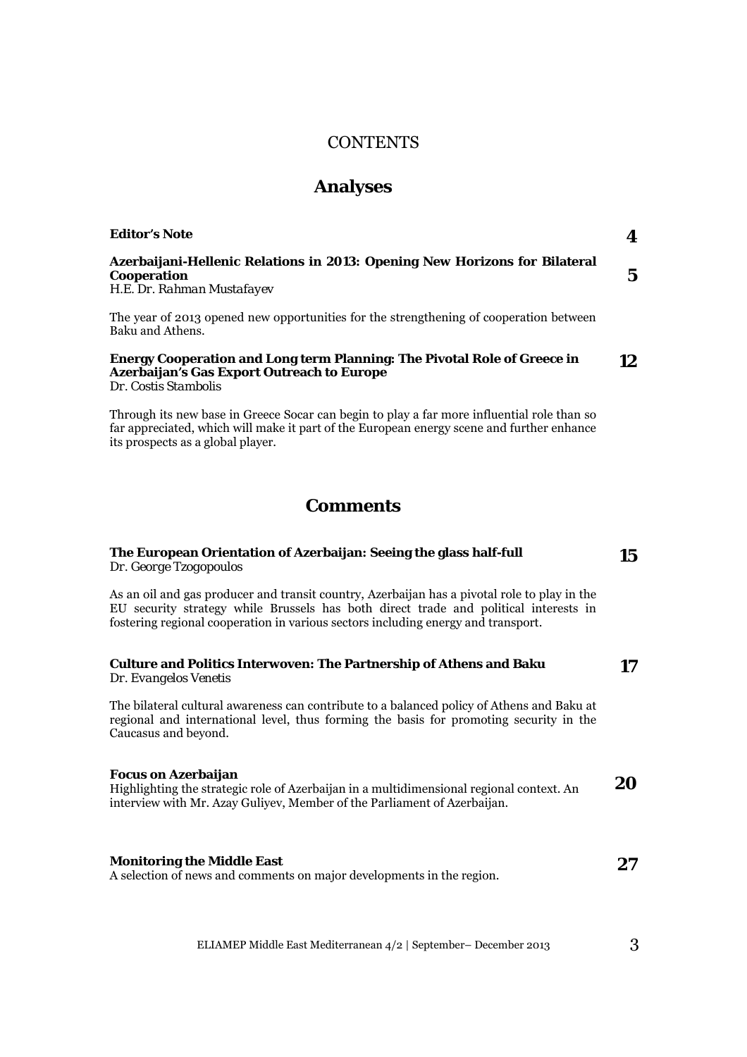# CONTENTS

## Analyses

**Editor's Note** **4**

**Azerbaijani-Hellenic Relations in 2013: Opening New Horizons for Bilateral Cooperation** **5**
*H.E. Dr. Rahman Mustafayev*

The year of 2013 opened new opportunities for the strengthening of cooperation between Baku and Athens.

**Energy Cooperation and Long term Planning: The Pivotal Role of Greece in Azerbaijan's Gas Export Outreach to Europe** **12**
*Dr. Costis Stambolis*

Through its new base in Greece Socar can begin to play a far more influential role than so far appreciated, which will make it part of the European energy scene and further enhance its prospects as a global player.

## Comments

**The European Orientation of Azerbaijan: Seeing the glass half-full** **15**
*Dr. George Tzogopoulos*

As an oil and gas producer and transit country, Azerbaijan has a pivotal role to play in the EU security strategy while Brussels has both direct trade and political interests in fostering regional cooperation in various sectors including energy and transport.

**Culture and Politics Interwoven: The Partnership of Athens and Baku** **17**
*Dr. Evangelos Venetis*

The bilateral cultural awareness can contribute to a balanced policy of Athens and Baku at regional and international level, thus forming the basis for promoting security in the Caucasus and beyond.

**Focus on Azerbaijan** **20**
Highlighting the strategic role of Azerbaijan in a multidimensional regional context. An interview with Mr. Azay Guliyev, Member of the Parliament of Azerbaijan.

**Monitoring the Middle East** **27**
A selection of news and comments on major developments in the region.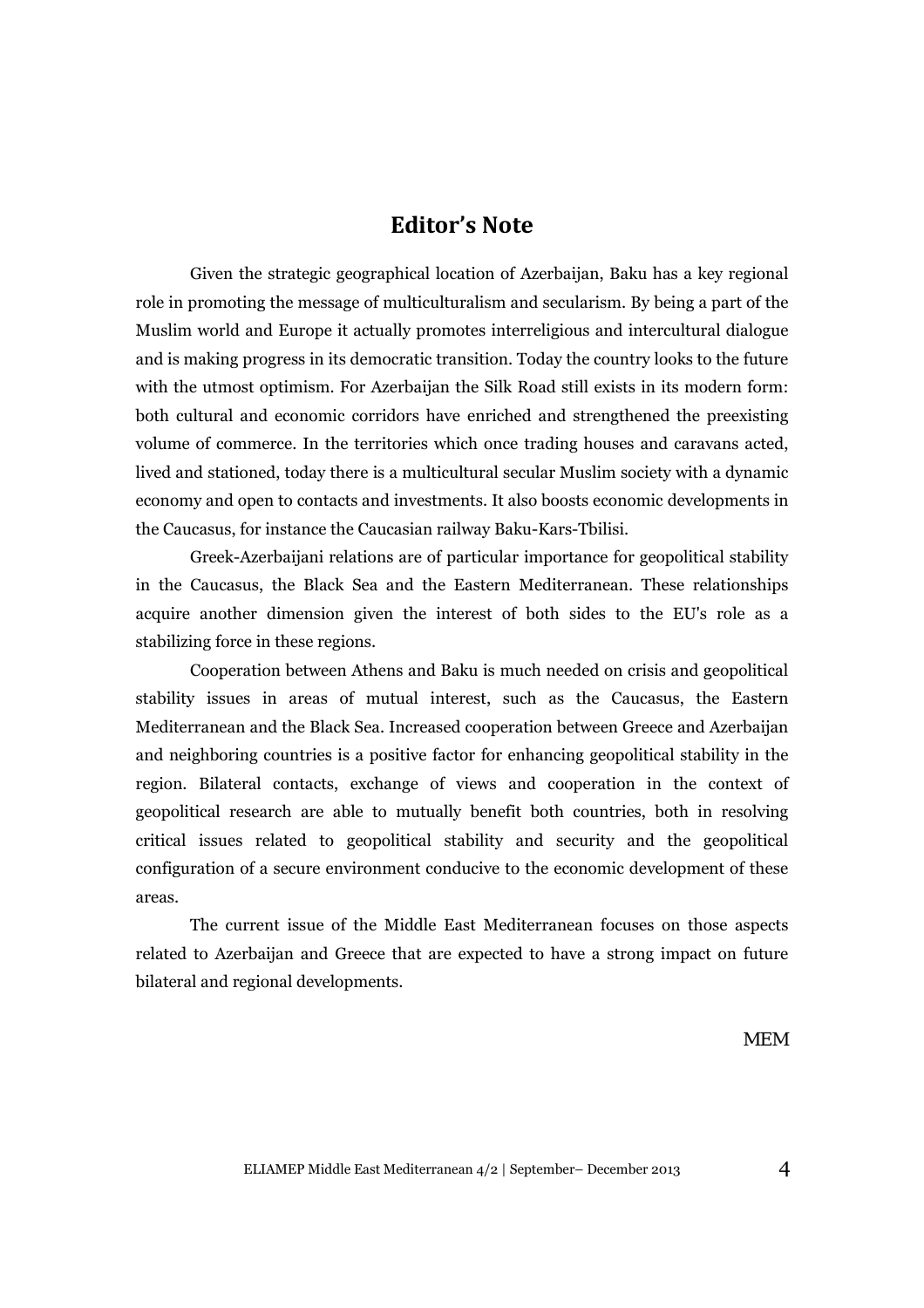## Editor's Note

Given the strategic geographical location of Azerbaijan, Baku has a key regional role in promoting the message of multiculturalism and secularism. By being a part of the Muslim world and Europe it actually promotes interreligious and intercultural dialogue and is making progress in its democratic transition. Today the country looks to the future with the utmost optimism. For Azerbaijan the Silk Road still exists in its modern form: both cultural and economic corridors have enriched and strengthened the preexisting volume of commerce. In the territories which once trading houses and caravans acted, lived and stationed, today there is a multicultural secular Muslim society with a dynamic economy and open to contacts and investments. It also boosts economic developments in the Caucasus, for instance the Caucasian railway Baku-Kars-Tbilisi.

Greek-Azerbaijani relations are of particular importance for geopolitical stability in the Caucasus, the Black Sea and the Eastern Mediterranean. These relationships acquire another dimension given the interest of both sides to the EU's role as a stabilizing force in these regions.

Cooperation between Athens and Baku is much needed on crisis and geopolitical stability issues in areas of mutual interest, such as the Caucasus, the Eastern Mediterranean and the Black Sea. Increased cooperation between Greece and Azerbaijan and neighboring countries is a positive factor for enhancing geopolitical stability in the region. Bilateral contacts, exchange of views and cooperation in the context of geopolitical research are able to mutually benefit both countries, both in resolving critical issues related to geopolitical stability and security and the geopolitical configuration of a secure environment conducive to the economic development of these areas.

The current issue of the Middle East Mediterranean focuses on those aspects related to Azerbaijan and Greece that are expected to have a strong impact on future bilateral and regional developments.

MEM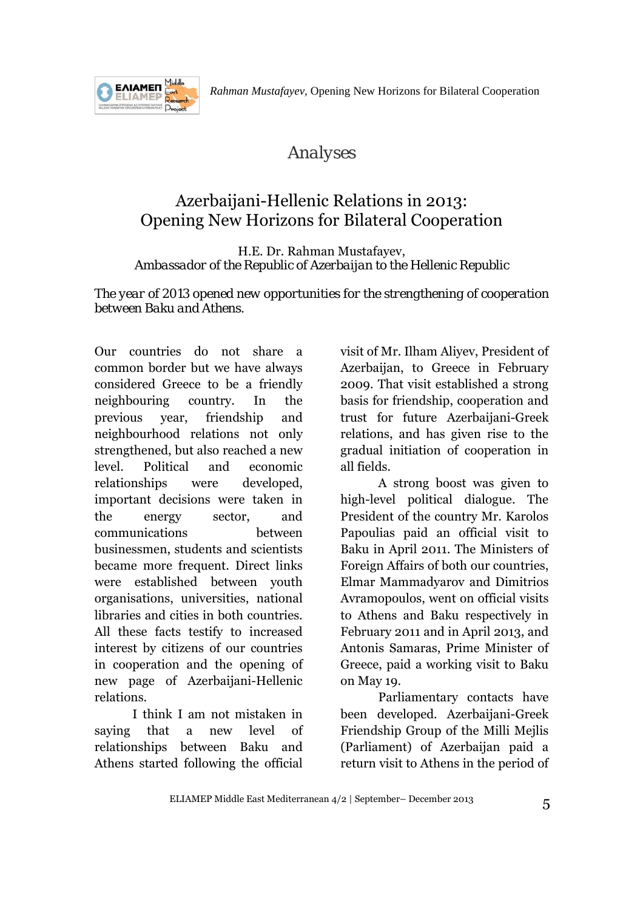# Analyses

## Azerbaijani-Hellenic Relations in 2013: Opening New Horizons for Bilateral Cooperation

H.E. Dr. Rahman Mustafayev,
*Ambassador of the Republic of Azerbaijan to the Hellenic Republic*

*The year of 2013 opened new opportunities for the strengthening of cooperation between Baku and Athens.*

Our countries do not share a common border but we have always considered Greece to be a friendly neighbouring country. In the previous year, friendship and neighbourhood relations not only strengthened, but also reached a new level. Political and economic relationships were developed, important decisions were taken in the energy sector, and communications between businessmen, students and scientists became more frequent. Direct links were established between youth organisations, universities, national libraries and cities in both countries. All these facts testify to increased interest by citizens of our countries in cooperation and the opening of new page of Azerbaijani-Hellenic relations.

I think I am not mistaken in saying that a new level of relationships between Baku and Athens started following the official visit of Mr. Ilham Aliyev, President of Azerbaijan, to Greece in February 2009. That visit established a strong basis for friendship, cooperation and trust for future Azerbaijani-Greek relations, and has given rise to the gradual initiation of cooperation in all fields.

A strong boost was given to high-level political dialogue. The President of the country Mr. Karolos Papoulias paid an official visit to Baku in April 2011. The Ministers of Foreign Affairs of both our countries, Elmar Mammadyarov and Dimitrios Avramopoulos, went on official visits to Athens and Baku respectively in February 2011 and in April 2013, and Antonis Samaras, Prime Minister of Greece, paid a working visit to Baku on May 19.

Parliamentary contacts have been developed. Azerbaijani-Greek Friendship Group of the Milli Mejlis (Parliament) of Azerbaijan paid a return visit to Athens in the period of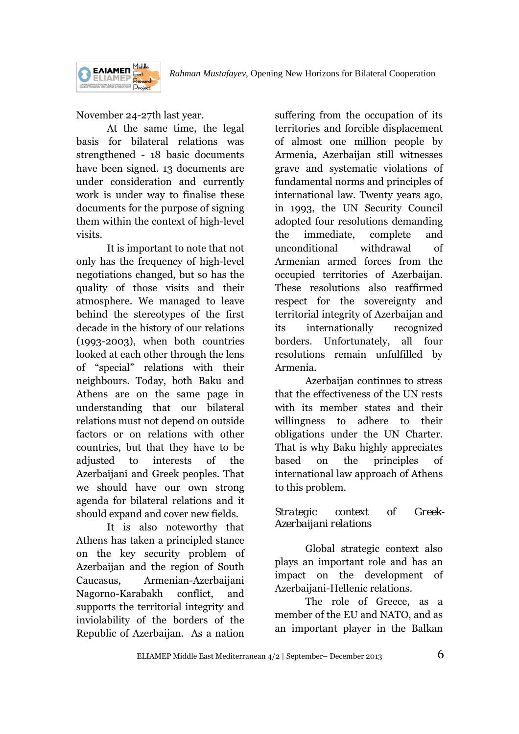November 24-27th last year.

At the same time, the legal basis for bilateral relations was strengthened - 18 basic documents have been signed. 13 documents are under consideration and currently work is under way to finalise these documents for the purpose of signing them within the context of high-level visits.

It is important to note that not only has the frequency of high-level negotiations changed, but so has the quality of those visits and their atmosphere. We managed to leave behind the stereotypes of the first decade in the history of our relations (1993-2003), when both countries looked at each other through the lens of "special" relations with their neighbours. Today, both Baku and Athens are on the same page in understanding that our bilateral relations must not depend on outside factors or on relations with other countries, but that they have to be adjusted to interests of the Azerbaijani and Greek peoples. That we should have our own strong agenda for bilateral relations and it should expand and cover new fields.

It is also noteworthy that Athens has taken a principled stance on the key security problem of Azerbaijan and the region of South Caucasus, Armenian-Azerbaijani Nagorno-Karabakh conflict, and supports the territorial integrity and inviolability of the borders of the Republic of Azerbaijan. As a nation suffering from the occupation of its territories and forcible displacement of almost one million people by Armenia, Azerbaijan still witnesses grave and systematic violations of fundamental norms and principles of international law. Twenty years ago, in 1993, the UN Security Council adopted four resolutions demanding the immediate, complete and unconditional withdrawal of Armenian armed forces from the occupied territories of Azerbaijan. These resolutions also reaffirmed respect for the sovereignty and territorial integrity of Azerbaijan and its internationally recognized borders. Unfortunately, all four resolutions remain unfulfilled by Armenia.

Azerbaijan continues to stress that the effectiveness of the UN rests with its member states and their willingness to adhere to their obligations under the UN Charter. That is why Baku highly appreciates based on the principles of international law approach of Athens to this problem.

### *Strategic context of Greek-Azerbaijani relations*

Global strategic context also plays an important role and has an impact on the development of Azerbaijani-Hellenic relations.

The role of Greece, as a member of the EU and NATO, and as an important player in the Balkan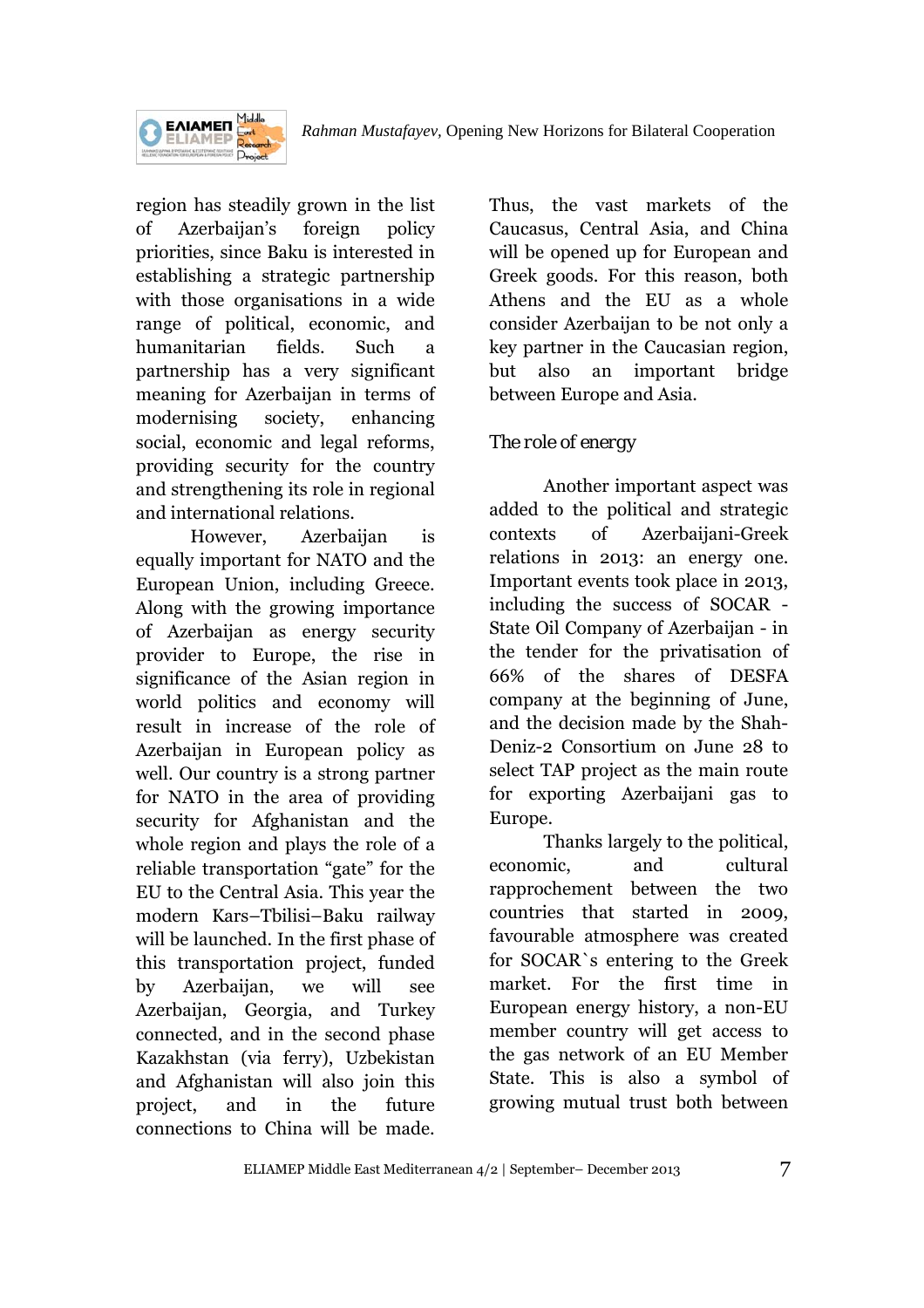region has steadily grown in the list of Azerbaijan's foreign policy priorities, since Baku is interested in establishing a strategic partnership with those organisations in a wide range of political, economic, and humanitarian fields. Such a partnership has a very significant meaning for Azerbaijan in terms of modernising society, enhancing social, economic and legal reforms, providing security for the country and strengthening its role in regional and international relations.

However, Azerbaijan is equally important for NATO and the European Union, including Greece. Along with the growing importance of Azerbaijan as energy security provider to Europe, the rise in significance of the Asian region in world politics and economy will result in increase of the role of Azerbaijan in European policy as well. Our country is a strong partner for NATO in the area of providing security for Afghanistan and the whole region and plays the role of a reliable transportation "gate" for the EU to the Central Asia. This year the modern Kars–Tbilisi–Baku railway will be launched. In the first phase of this transportation project, funded by Azerbaijan, we will see Azerbaijan, Georgia, and Turkey connected, and in the second phase Kazakhstan (via ferry), Uzbekistan and Afghanistan will also join this project, and in the future connections to China will be made. Thus, the vast markets of the Caucasus, Central Asia, and China will be opened up for European and Greek goods. For this reason, both Athens and the EU as a whole consider Azerbaijan to be not only a key partner in the Caucasian region, but also an important bridge between Europe and Asia.

## The role of energy

Another important aspect was added to the political and strategic contexts of Azerbaijani-Greek relations in 2013: an energy one. Important events took place in 2013, including the success of SOCAR - State Oil Company of Azerbaijan - in the tender for the privatisation of 66% of the shares of DESFA company at the beginning of June, and the decision made by the Shah-Deniz-2 Consortium on June 28 to select TAP project as the main route for exporting Azerbaijani gas to Europe.

Thanks largely to the political, economic, and cultural rapprochement between the two countries that started in 2009, favourable atmosphere was created for SOCAR`s entering to the Greek market. For the first time in European energy history, a non-EU member country will get access to the gas network of an EU Member State. This is also a symbol of growing mutual trust both between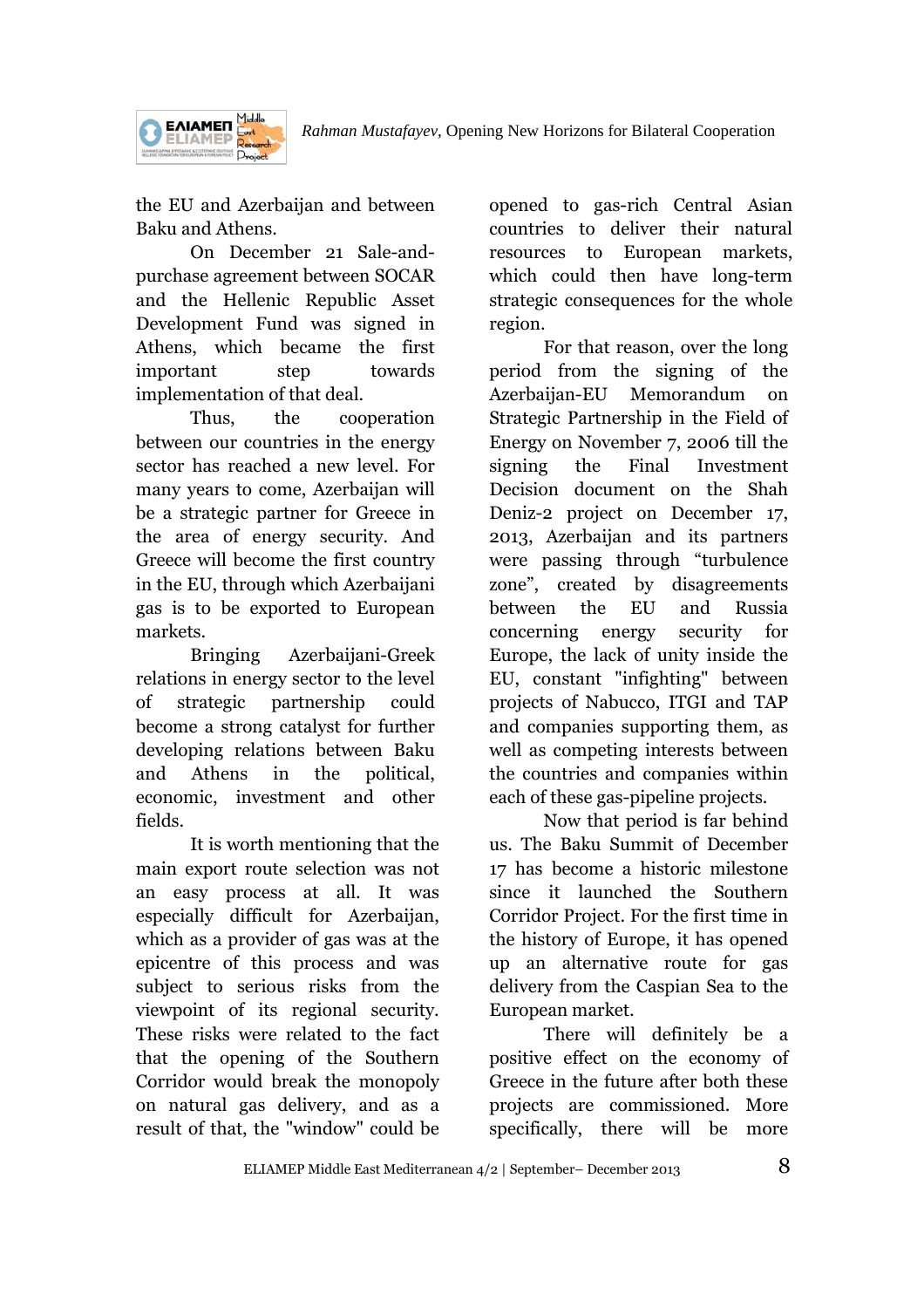the EU and Azerbaijan and between Baku and Athens.

On December 21 Sale-and-purchase agreement between SOCAR and the Hellenic Republic Asset Development Fund was signed in Athens, which became the first important step towards implementation of that deal.

Thus, the cooperation between our countries in the energy sector has reached a new level. For many years to come, Azerbaijan will be a strategic partner for Greece in the area of energy security. And Greece will become the first country in the EU, through which Azerbaijani gas is to be exported to European markets.

Bringing Azerbaijani-Greek relations in energy sector to the level of strategic partnership could become a strong catalyst for further developing relations between Baku and Athens in the political, economic, investment and other fields.

It is worth mentioning that the main export route selection was not an easy process at all. It was especially difficult for Azerbaijan, which as a provider of gas was at the epicentre of this process and was subject to serious risks from the viewpoint of its regional security. These risks were related to the fact that the opening of the Southern Corridor would break the monopoly on natural gas delivery, and as a result of that, the "window" could be opened to gas-rich Central Asian countries to deliver their natural resources to European markets, which could then have long-term strategic consequences for the whole region.

For that reason, over the long period from the signing of the Azerbaijan-EU Memorandum on Strategic Partnership in the Field of Energy on November 7, 2006 till the signing the Final Investment Decision document on the Shah Deniz-2 project on December 17, 2013, Azerbaijan and its partners were passing through "turbulence zone", created by disagreements between the EU and Russia concerning energy security for Europe, the lack of unity inside the EU, constant "infighting" between projects of Nabucco, ITGI and TAP and companies supporting them, as well as competing interests between the countries and companies within each of these gas-pipeline projects.

Now that period is far behind us. The Baku Summit of December 17 has become a historic milestone since it launched the Southern Corridor Project. For the first time in the history of Europe, it has opened up an alternative route for gas delivery from the Caspian Sea to the European market.

There will definitely be a positive effect on the economy of Greece in the future after both these projects are commissioned. More specifically, there will be more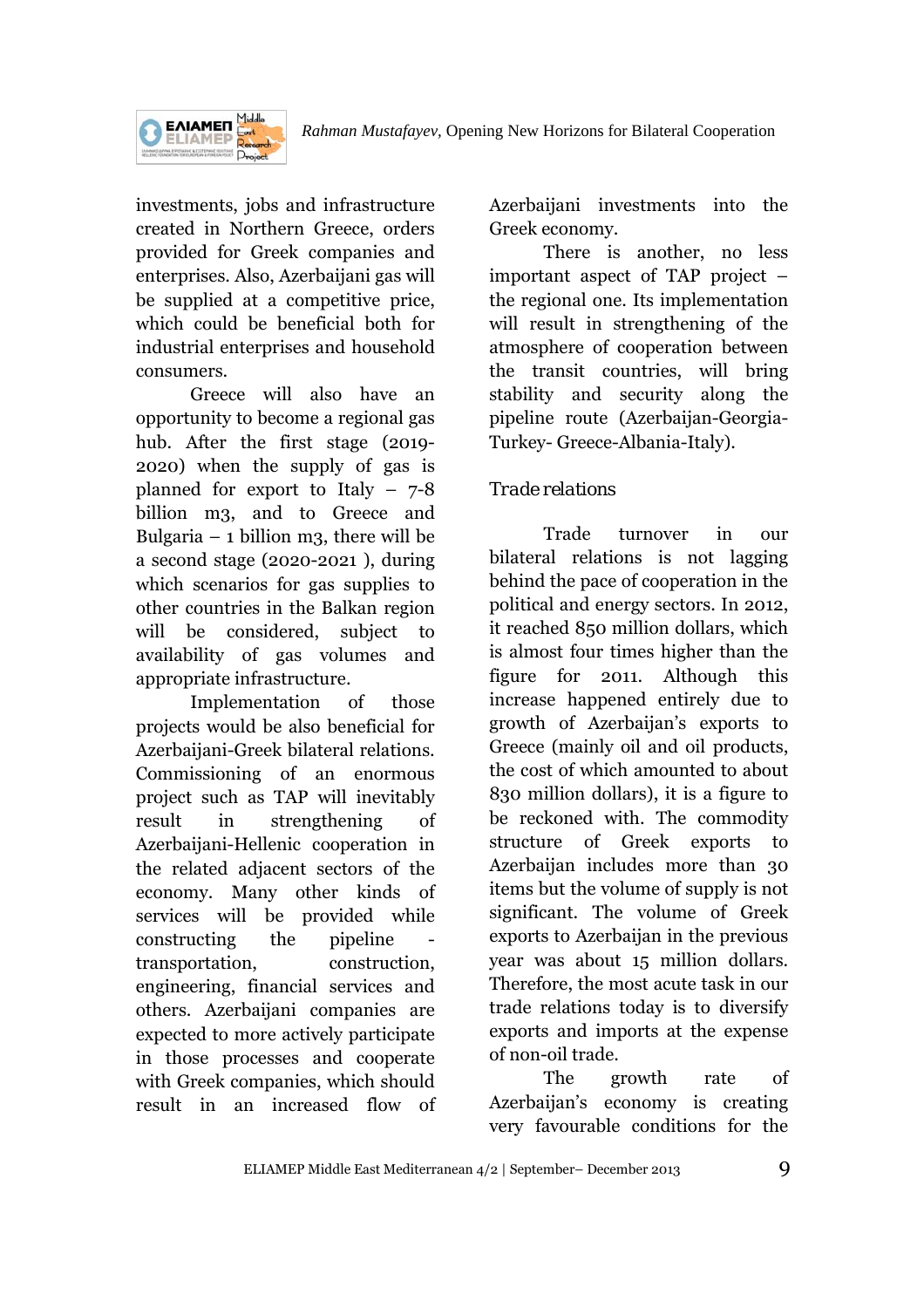investments, jobs and infrastructure created in Northern Greece, orders provided for Greek companies and enterprises. Also, Azerbaijani gas will be supplied at a competitive price, which could be beneficial both for industrial enterprises and household consumers.

Greece will also have an opportunity to become a regional gas hub. After the first stage (2019-2020) when the supply of gas is planned for export to Italy – 7-8 billion m3, and to Greece and Bulgaria – 1 billion m3, there will be a second stage (2020-2021 ), during which scenarios for gas supplies to other countries in the Balkan region will be considered, subject to availability of gas volumes and appropriate infrastructure.

Implementation of those projects would be also beneficial for Azerbaijani-Greek bilateral relations. Commissioning of an enormous project such as TAP will inevitably result in strengthening of Azerbaijani-Hellenic cooperation in the related adjacent sectors of the economy. Many other kinds of services will be provided while constructing the pipeline - transportation, construction, engineering, financial services and others. Azerbaijani companies are expected to more actively participate in those processes and cooperate with Greek companies, which should result in an increased flow of Azerbaijani investments into the Greek economy.

There is another, no less important aspect of TAP project – the regional one. Its implementation will result in strengthening of the atmosphere of cooperation between the transit countries, will bring stability and security along the pipeline route (Azerbaijan-Georgia-Turkey- Greece-Albania-Italy).

## Trade relations

Trade turnover in our bilateral relations is not lagging behind the pace of cooperation in the political and energy sectors. In 2012, it reached 850 million dollars, which is almost four times higher than the figure for 2011. Although this increase happened entirely due to growth of Azerbaijan's exports to Greece (mainly oil and oil products, the cost of which amounted to about 830 million dollars), it is a figure to be reckoned with. The commodity structure of Greek exports to Azerbaijan includes more than 30 items but the volume of supply is not significant. The volume of Greek exports to Azerbaijan in the previous year was about 15 million dollars. Therefore, the most acute task in our trade relations today is to diversify exports and imports at the expense of non-oil trade.

The growth rate of Azerbaijan's economy is creating very favourable conditions for the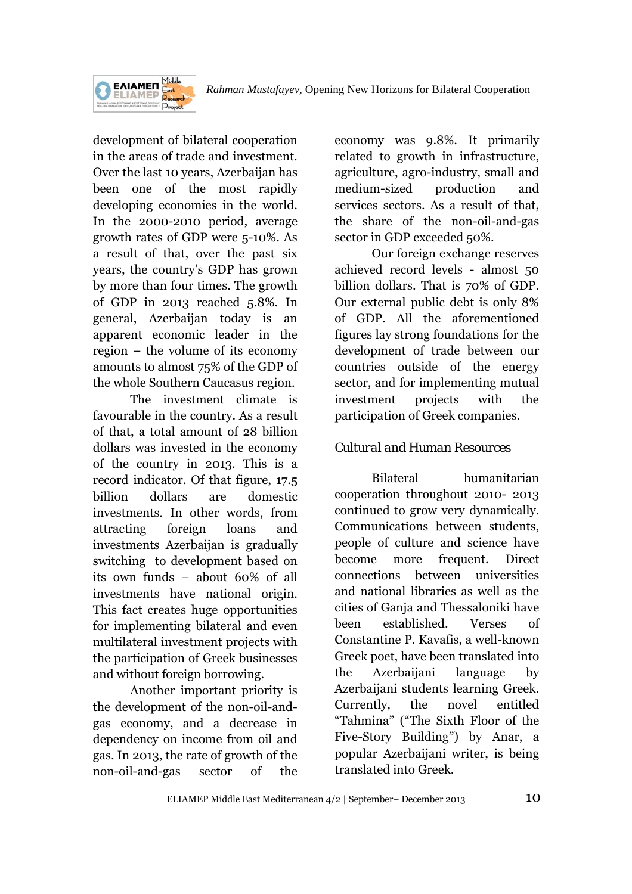development of bilateral cooperation in the areas of trade and investment. Over the last 10 years, Azerbaijan has been one of the most rapidly developing economies in the world. In the 2000-2010 period, average growth rates of GDP were 5-10%. As a result of that, over the past six years, the country's GDP has grown by more than four times. The growth of GDP in 2013 reached 5.8%. In general, Azerbaijan today is an apparent economic leader in the region – the volume of its economy amounts to almost 75% of the GDP of the whole Southern Caucasus region.

The investment climate is favourable in the country. As a result of that, a total amount of 28 billion dollars was invested in the economy of the country in 2013. This is a record indicator. Of that figure, 17.5 billion dollars are domestic investments. In other words, from attracting foreign loans and investments Azerbaijan is gradually switching to development based on its own funds – about 60% of all investments have national origin. This fact creates huge opportunities for implementing bilateral and even multilateral investment projects with the participation of Greek businesses and without foreign borrowing.

Another important priority is the development of the non-oil-and-gas economy, and a decrease in dependency on income from oil and gas. In 2013, the rate of growth of the non-oil-and-gas sector of the economy was 9.8%. It primarily related to growth in infrastructure, agriculture, agro-industry, small and medium-sized production and services sectors. As a result of that, the share of the non-oil-and-gas sector in GDP exceeded 50%.

Our foreign exchange reserves achieved record levels - almost 50 billion dollars. That is 70% of GDP. Our external public debt is only 8% of GDP. All the aforementioned figures lay strong foundations for the development of trade between our countries outside of the energy sector, and for implementing mutual investment projects with the participation of Greek companies.

## Cultural and Human Resources

Bilateral humanitarian cooperation throughout 2010- 2013 continued to grow very dynamically. Communications between students, people of culture and science have become more frequent. Direct connections between universities and national libraries as well as the cities of Ganja and Thessaloniki have been established. Verses of Constantine P. Kavafis, a well-known Greek poet, have been translated into the Azerbaijani language by Azerbaijani students learning Greek. Currently, the novel entitled "Tahmina" ("The Sixth Floor of the Five-Story Building") by Anar, a popular Azerbaijani writer, is being translated into Greek.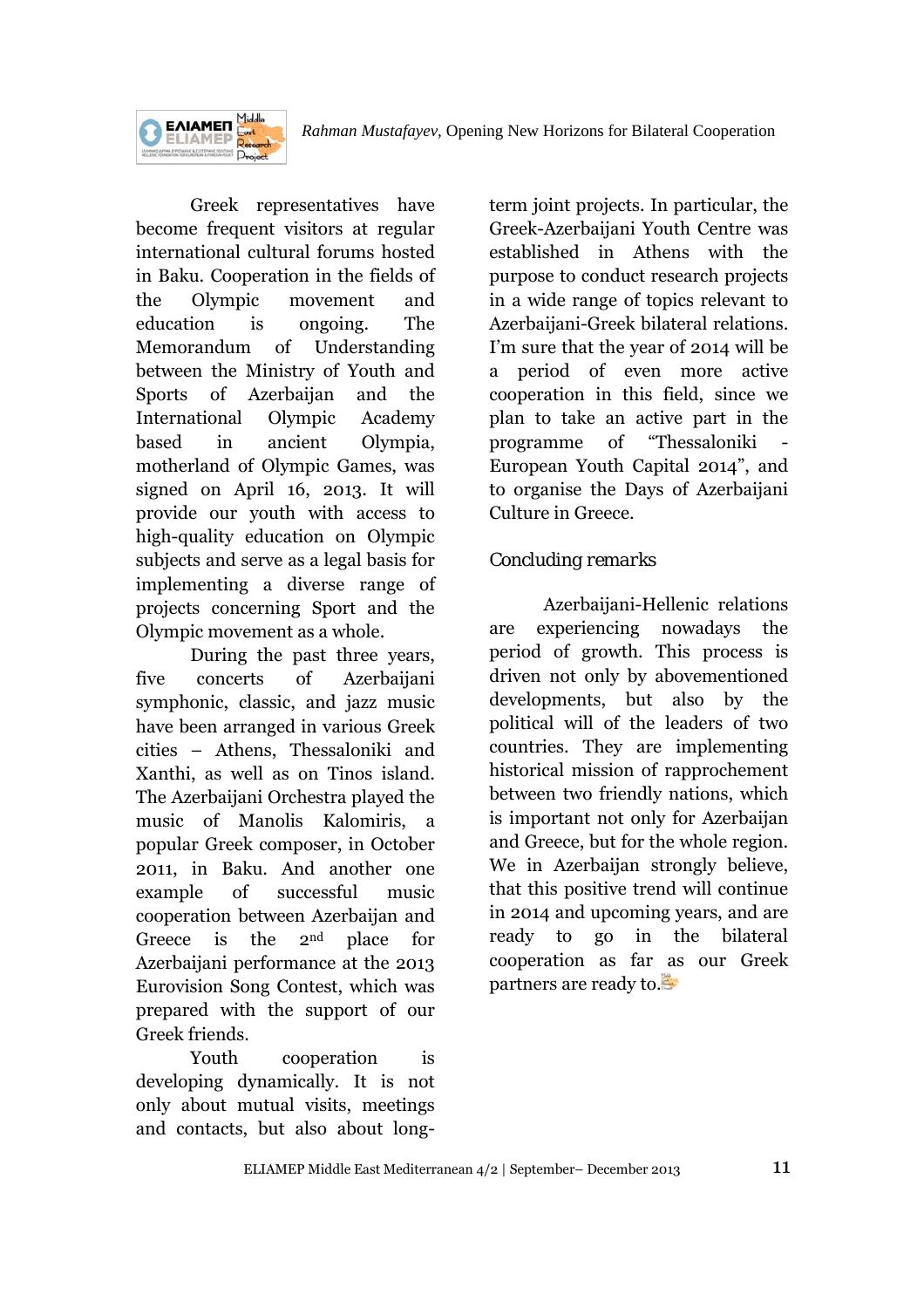Greek representatives have become frequent visitors at regular international cultural forums hosted in Baku. Cooperation in the fields of the Olympic movement and education is ongoing. The Memorandum of Understanding between the Ministry of Youth and Sports of Azerbaijan and the International Olympic Academy based in ancient Olympia, motherland of Olympic Games, was signed on April 16, 2013. It will provide our youth with access to high-quality education on Olympic subjects and serve as a legal basis for implementing a diverse range of projects concerning Sport and the Olympic movement as a whole.

During the past three years, five concerts of Azerbaijani symphonic, classic, and jazz music have been arranged in various Greek cities – Athens, Thessaloniki and Xanthi, as well as on Tinos island. The Azerbaijani Orchestra played the music of Manolis Kalomiris, a popular Greek composer, in October 2011, in Baku. And another one example of successful music cooperation between Azerbaijan and Greece is the 2nd place for Azerbaijani performance at the 2013 Eurovision Song Contest, which was prepared with the support of our Greek friends.

Youth cooperation is developing dynamically. It is not only about mutual visits, meetings and contacts, but also about long-term joint projects. In particular, the Greek-Azerbaijani Youth Centre was established in Athens with the purpose to conduct research projects in a wide range of topics relevant to Azerbaijani-Greek bilateral relations. I'm sure that the year of 2014 will be a period of even more active cooperation in this field, since we plan to take an active part in the programme of "Thessaloniki - European Youth Capital 2014", and to organise the Days of Azerbaijani Culture in Greece.

## Concluding remarks

Azerbaijani-Hellenic relations are experiencing nowadays the period of growth. This process is driven not only by abovementioned developments, but also by the political will of the leaders of two countries. They are implementing historical mission of rapprochement between two friendly nations, which is important not only for Azerbaijan and Greece, but for the whole region. We in Azerbaijan strongly believe, that this positive trend will continue in 2014 and upcoming years, and are ready to go in the bilateral cooperation as far as our Greek partners are ready to.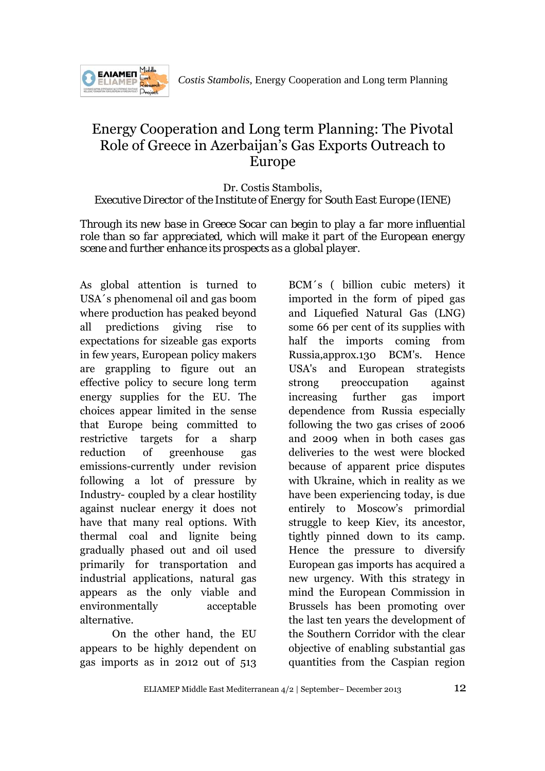# Energy Cooperation and Long term Planning: The Pivotal Role of Greece in Azerbaijan's Gas Exports Outreach to Europe

Dr. Costis Stambolis,
Executive Director of the Institute of Energy for South East Europe (IENE)

*Through its new base in Greece Socar can begin to play a far more influential role than so far appreciated, which will make it part of the European energy scene and further enhance its prospects as a global player.*

As global attention is turned to USA´s phenomenal oil and gas boom where production has peaked beyond all predictions giving rise to expectations for sizeable gas exports in few years, European policy makers are grappling to figure out an effective policy to secure long term energy supplies for the EU. The choices appear limited in the sense that Europe being committed to restrictive targets for a sharp reduction of greenhouse gas emissions-currently under revision following a lot of pressure by Industry- coupled by a clear hostility against nuclear energy it does not have that many real options. With thermal coal and lignite being gradually phased out and oil used primarily for transportation and industrial applications, natural gas appears as the only viable and environmentally acceptable alternative.

On the other hand, the EU appears to be highly dependent on gas imports as in 2012 out of 513 BCM´s ( billion cubic meters) it imported in the form of piped gas and Liquefied Natural Gas (LNG) some 66 per cent of its supplies with half the imports coming from Russia,approx.130 BCM's. Hence USA's and European strategists strong preoccupation against increasing further gas import dependence from Russia especially following the two gas crises of 2006 and 2009 when in both cases gas deliveries to the west were blocked because of apparent price disputes with Ukraine, which in reality as we have been experiencing today, is due entirely to Moscow's primordial struggle to keep Kiev, its ancestor, tightly pinned down to its camp. Hence the pressure to diversify European gas imports has acquired a new urgency. With this strategy in mind the European Commission in Brussels has been promoting over the last ten years the development of the Southern Corridor with the clear objective of enabling substantial gas quantities from the Caspian region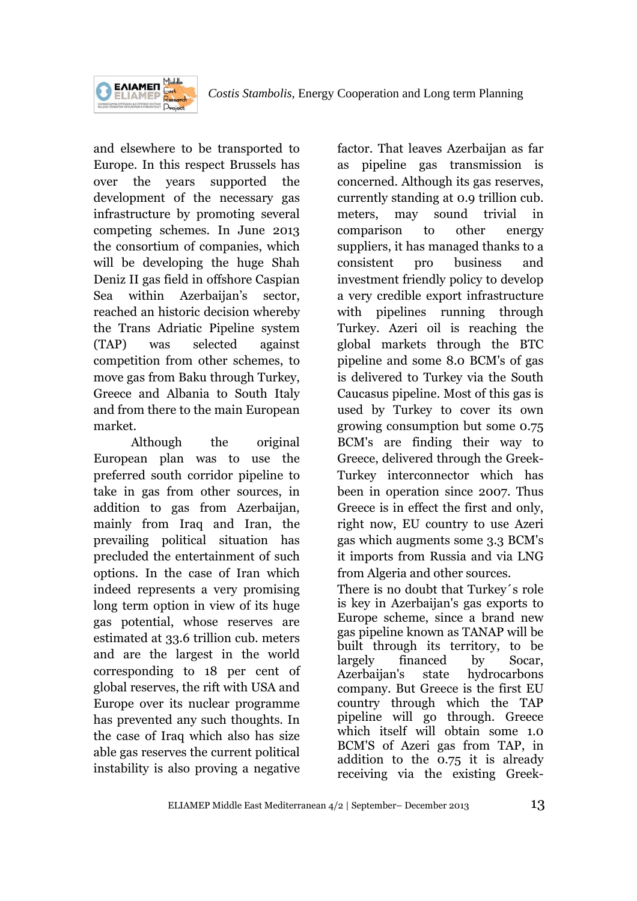and elsewhere to be transported to Europe. In this respect Brussels has over the years supported the development of the necessary gas infrastructure by promoting several competing schemes. In June 2013 the consortium of companies, which will be developing the huge Shah Deniz II gas field in offshore Caspian Sea within Azerbaijan's sector, reached an historic decision whereby the Trans Adriatic Pipeline system (TAP) was selected against competition from other schemes, to move gas from Baku through Turkey, Greece and Albania to South Italy and from there to the main European market.

Although the original European plan was to use the preferred south corridor pipeline to take in gas from other sources, in addition to gas from Azerbaijan, mainly from Iraq and Iran, the prevailing political situation has precluded the entertainment of such options. In the case of Iran which indeed represents a very promising long term option in view of its huge gas potential, whose reserves are estimated at 33.6 trillion cub. meters and are the largest in the world corresponding to 18 per cent of global reserves, the rift with USA and Europe over its nuclear programme has prevented any such thoughts. In the case of Iraq which also has size able gas reserves the current political instability is also proving a negative factor. That leaves Azerbaijan as far as pipeline gas transmission is concerned. Although its gas reserves, currently standing at 0.9 trillion cub. meters, may sound trivial in comparison to other energy suppliers, it has managed thanks to a consistent pro business and investment friendly policy to develop a very credible export infrastructure with pipelines running through Turkey. Azeri oil is reaching the global markets through the BTC pipeline and some 8.0 BCM's of gas is delivered to Turkey via the South Caucasus pipeline. Most of this gas is used by Turkey to cover its own growing consumption but some 0.75 BCM's are finding their way to Greece, delivered through the Greek-Turkey interconnector which has been in operation since 2007. Thus Greece is in effect the first and only, right now, EU country to use Azeri gas which augments some 3.3 BCM's it imports from Russia and via LNG from Algeria and other sources.

There is no doubt that Turkey´s role is key in Azerbaijan's gas exports to Europe scheme, since a brand new gas pipeline known as TANAP will be built through its territory, to be largely financed by Socar, Azerbaijan's state hydrocarbons company. But Greece is the first EU country through which the TAP pipeline will go through. Greece which itself will obtain some 1.0 BCM'S of Azeri gas from TAP, in addition to the 0.75 it is already receiving via the existing Greek-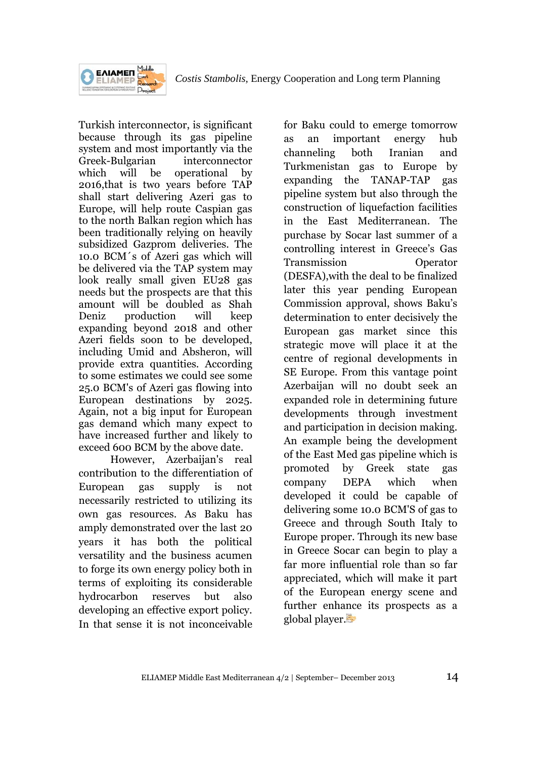Turkish interconnector, is significant because through its gas pipeline system and most importantly via the Greek-Bulgarian interconnector which will be operational by 2016,that is two years before TAP shall start delivering Azeri gas to Europe, will help route Caspian gas to the north Balkan region which has been traditionally relying on heavily subsidized Gazprom deliveries. The 10.0 BCM´s of Azeri gas which will be delivered via the TAP system may look really small given EU28 gas needs but the prospects are that this amount will be doubled as Shah Deniz production will keep expanding beyond 2018 and other Azeri fields soon to be developed, including Umid and Absheron, will provide extra quantities. According to some estimates we could see some 25.0 BCM's of Azeri gas flowing into European destinations by 2025. Again, not a big input for European gas demand which many expect to have increased further and likely to exceed 600 BCM by the above date.

However, Azerbaijan's real contribution to the differentiation of European gas supply is not necessarily restricted to utilizing its own gas resources. As Baku has amply demonstrated over the last 20 years it has both the political versatility and the business acumen to forge its own energy policy both in terms of exploiting its considerable hydrocarbon reserves but also developing an effective export policy. In that sense it is not inconceivable for Baku could to emerge tomorrow as an important energy hub channeling both Iranian and Turkmenistan gas to Europe by expanding the TANAP-TAP gas pipeline system but also through the construction of liquefaction facilities in the East Mediterranean. The purchase by Socar last summer of a controlling interest in Greece's Gas Transmission Operator (DESFA),with the deal to be finalized later this year pending European Commission approval, shows Baku's determination to enter decisively the European gas market since this strategic move will place it at the centre of regional developments in SE Europe. From this vantage point Azerbaijan will no doubt seek an expanded role in determining future developments through investment and participation in decision making. An example being the development of the East Med gas pipeline which is promoted by Greek state gas company DEPA which when developed it could be capable of delivering some 10.0 BCM'S of gas to Greece and through South Italy to Europe proper. Through its new base in Greece Socar can begin to play a far more influential role than so far appreciated, which will make it part of the European energy scene and further enhance its prospects as a global player.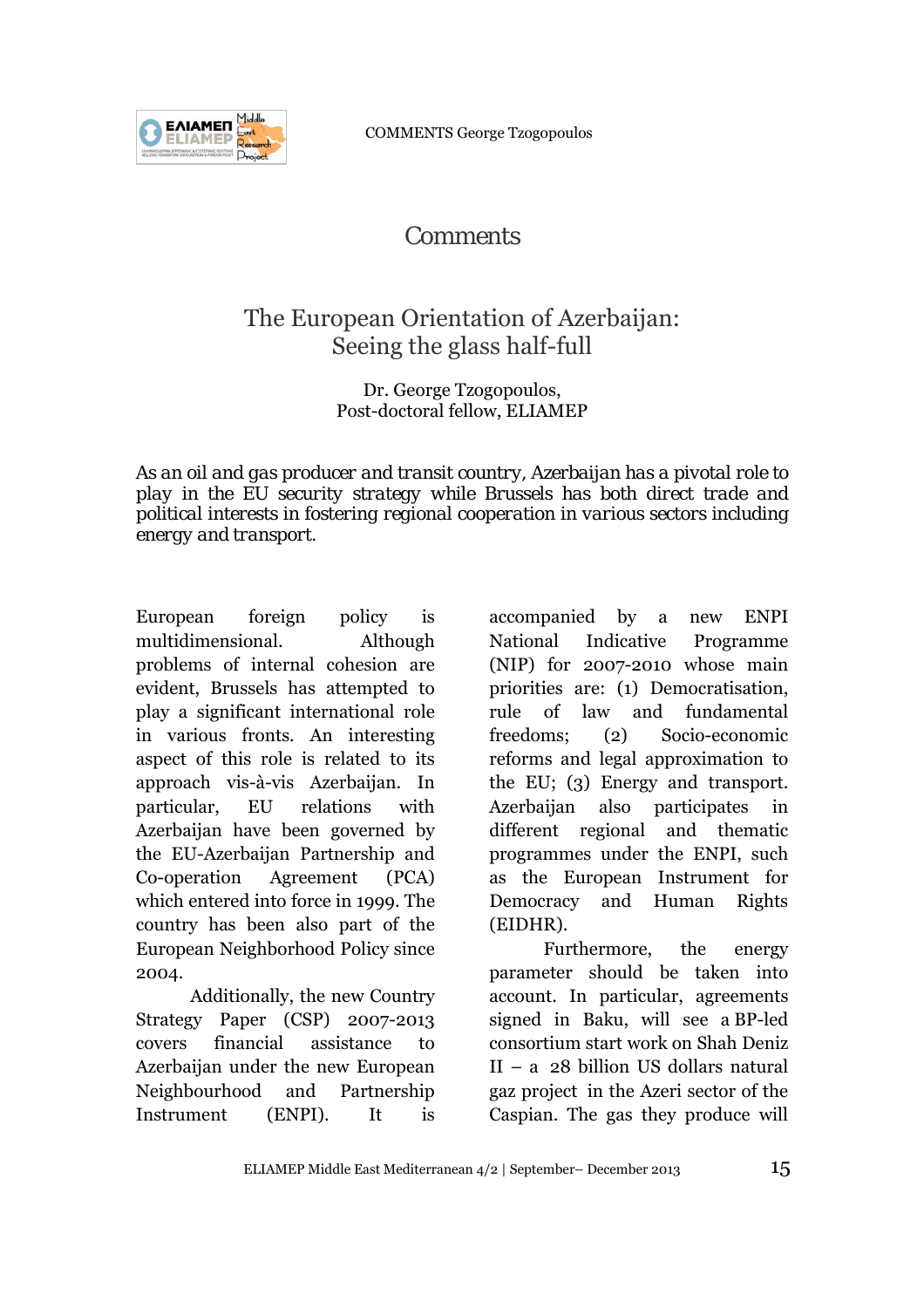# Comments

## The European Orientation of Azerbaijan: Seeing the glass half-full

Dr. George Tzogopoulos,
Post-doctoral fellow, ELIAMEP

*As an oil and gas producer and transit country, Azerbaijan has a pivotal role to play in the EU security strategy while Brussels has both direct trade and political interests in fostering regional cooperation in various sectors including energy and transport.*

European foreign policy is multidimensional. Although problems of internal cohesion are evident, Brussels has attempted to play a significant international role in various fronts. An interesting aspect of this role is related to its approach vis-à-vis Azerbaijan. In particular, EU relations with Azerbaijan have been governed by the EU-Azerbaijan Partnership and Co-operation Agreement (PCA) which entered into force in 1999. The country has been also part of the European Neighborhood Policy since 2004.

Additionally, the new Country Strategy Paper (CSP) 2007-2013 covers financial assistance to Azerbaijan under the new European Neighbourhood and Partnership Instrument (ENPI). It is accompanied by a new ENPI National Indicative Programme (NIP) for 2007-2010 whose main priorities are: (1) Democratisation, rule of law and fundamental freedoms; (2) Socio-economic reforms and legal approximation to the EU; (3) Energy and transport. Azerbaijan also participates in different regional and thematic programmes under the ENPI, such as the European Instrument for Democracy and Human Rights (EIDHR).

Furthermore, the energy parameter should be taken into account. In particular, agreements signed in Baku, will see a BP-led consortium start work on Shah Deniz II – a 28 billion US dollars natural gaz project in the Azeri sector of the Caspian. The gas they produce will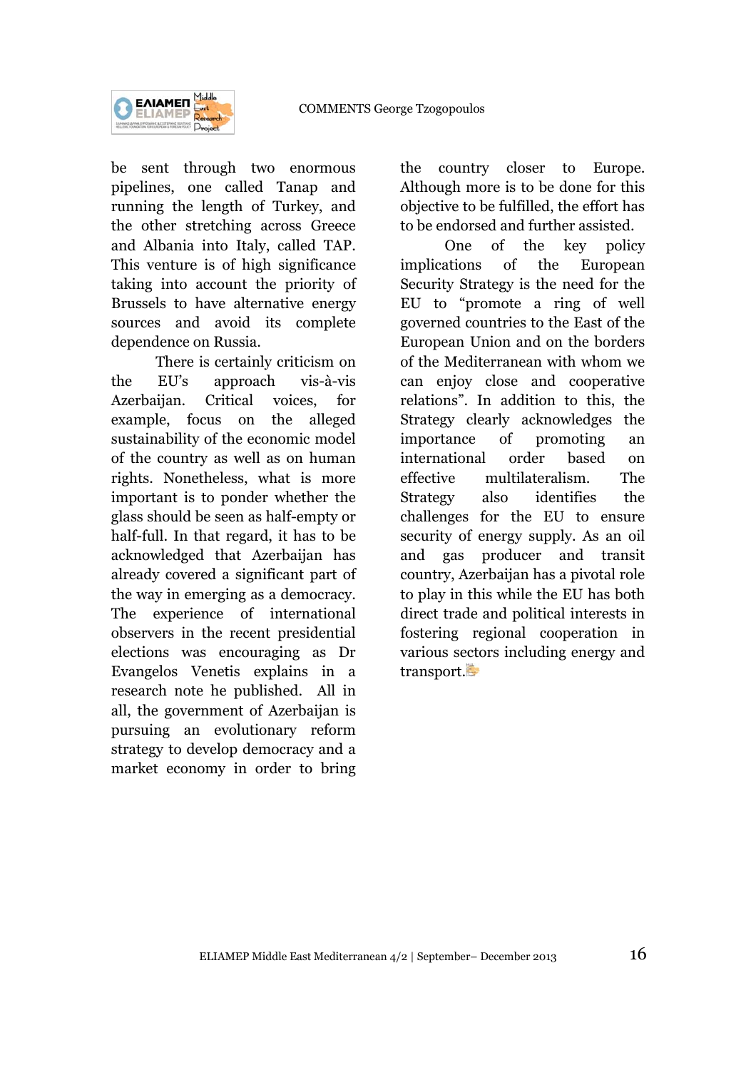be sent through two enormous pipelines, one called Tanap and running the length of Turkey, and the other stretching across Greece and Albania into Italy, called TAP. This venture is of high significance taking into account the priority of Brussels to have alternative energy sources and avoid its complete dependence on Russia.

There is certainly criticism on the EU's approach vis-à-vis Azerbaijan. Critical voices, for example, focus on the alleged sustainability of the economic model of the country as well as on human rights. Nonetheless, what is more important is to ponder whether the glass should be seen as half-empty or half-full. In that regard, it has to be acknowledged that Azerbaijan has already covered a significant part of the way in emerging as a democracy. The experience of international observers in the recent presidential elections was encouraging as Dr Evangelos Venetis explains in a research note he published. All in all, the government of Azerbaijan is pursuing an evolutionary reform strategy to develop democracy and a market economy in order to bring the country closer to Europe. Although more is to be done for this objective to be fulfilled, the effort has to be endorsed and further assisted.

One of the key policy implications of the European Security Strategy is the need for the EU to "promote a ring of well governed countries to the East of the European Union and on the borders of the Mediterranean with whom we can enjoy close and cooperative relations". In addition to this, the Strategy clearly acknowledges the importance of promoting an international order based on effective multilateralism. The Strategy also identifies the challenges for the EU to ensure security of energy supply. As an oil and gas producer and transit country, Azerbaijan has a pivotal role to play in this while the EU has both direct trade and political interests in fostering regional cooperation in various sectors including energy and transport.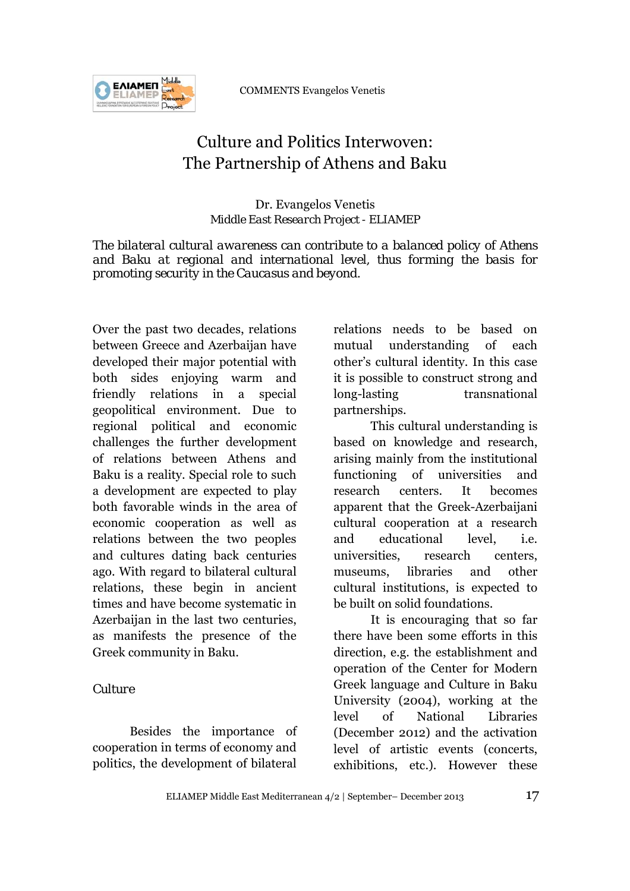# Culture and Politics Interwoven: The Partnership of Athens and Baku

Dr. Evangelos Venetis
Middle East Research Project - ELIAMEP

*The bilateral cultural awareness can contribute to a balanced policy of Athens and Baku at regional and international level, thus forming the basis for promoting security in the Caucasus and beyond.*

Over the past two decades, relations between Greece and Azerbaijan have developed their major potential with both sides enjoying warm and friendly relations in a special geopolitical environment. Due to regional political and economic challenges the further development of relations between Athens and Baku is a reality. Special role to such a development are expected to play both favorable winds in the area of economic cooperation as well as relations between the two peoples and cultures dating back centuries ago. With regard to bilateral cultural relations, these begin in ancient times and have become systematic in Azerbaijan in the last two centuries, as manifests the presence of the Greek community in Baku.

## Culture

Besides the importance of cooperation in terms of economy and politics, the development of bilateral relations needs to be based on mutual understanding of each other's cultural identity. In this case it is possible to construct strong and long-lasting transnational partnerships.

This cultural understanding is based on knowledge and research, arising mainly from the institutional functioning of universities and research centers. It becomes apparent that the Greek-Azerbaijani cultural cooperation at a research and educational level, i.e. universities, research centers, museums, libraries and other cultural institutions, is expected to be built on solid foundations.

It is encouraging that so far there have been some efforts in this direction, e.g. the establishment and operation of the Center for Modern Greek language and Culture in Baku University (2004), working at the level of National Libraries (December 2012) and the activation level of artistic events (concerts, exhibitions, etc.). However these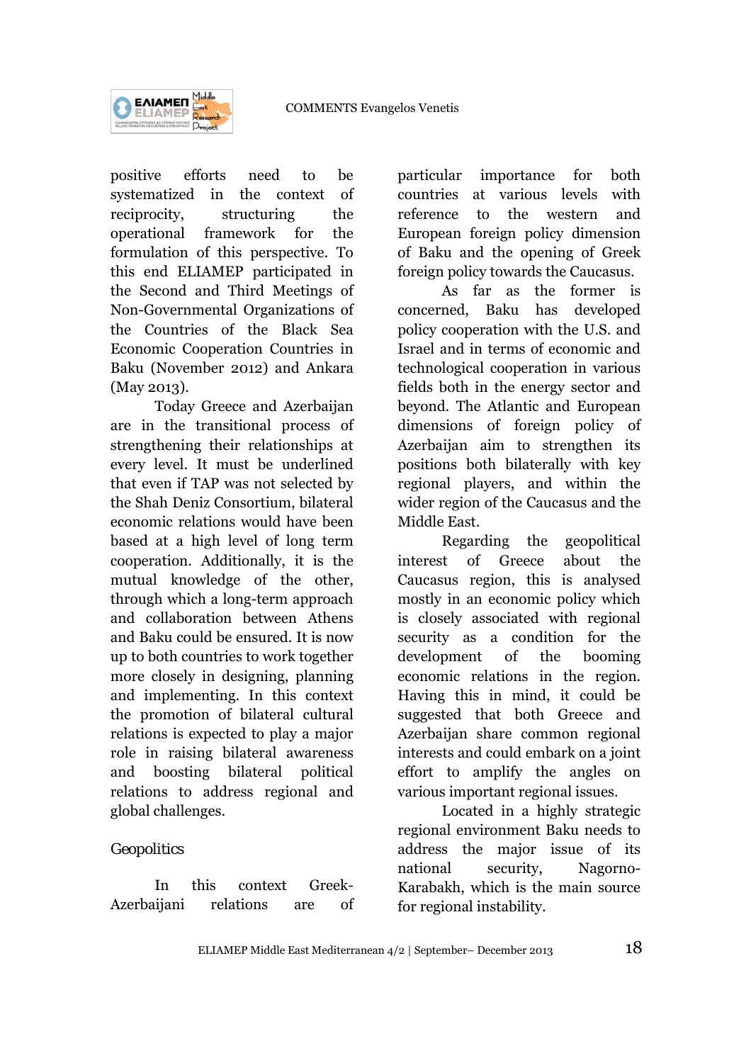positive efforts need to be systematized in the context of reciprocity, structuring the operational framework for the formulation of this perspective. To this end ELIAMEP participated in the Second and Third Meetings of Non-Governmental Organizations of the Countries of the Black Sea Economic Cooperation Countries in Baku (November 2012) and Ankara (May 2013).

Today Greece and Azerbaijan are in the transitional process of strengthening their relationships at every level. It must be underlined that even if TAP was not selected by the Shah Deniz Consortium, bilateral economic relations would have been based at a high level of long term cooperation. Additionally, it is the mutual knowledge of the other, through which a long-term approach and collaboration between Athens and Baku could be ensured. It is now up to both countries to work together more closely in designing, planning and implementing. In this context the promotion of bilateral cultural relations is expected to play a major role in raising bilateral awareness and boosting bilateral political relations to address regional and global challenges.

## Geopolitics

In this context Greek-Azerbaijani relations are of particular importance for both countries at various levels with reference to the western and European foreign policy dimension of Baku and the opening of Greek foreign policy towards the Caucasus.

As far as the former is concerned, Baku has developed policy cooperation with the U.S. and Israel and in terms of economic and technological cooperation in various fields both in the energy sector and beyond. The Atlantic and European dimensions of foreign policy of Azerbaijan aim to strengthen its positions both bilaterally with key regional players, and within the wider region of the Caucasus and the Middle East.

Regarding the geopolitical interest of Greece about the Caucasus region, this is analysed mostly in an economic policy which is closely associated with regional security as a condition for the development of the booming economic relations in the region. Having this in mind, it could be suggested that both Greece and Azerbaijan share common regional interests and could embark on a joint effort to amplify the angles on various important regional issues.

Located in a highly strategic regional environment Baku needs to address the major issue of its national security, Nagorno-Karabakh, which is the main source for regional instability.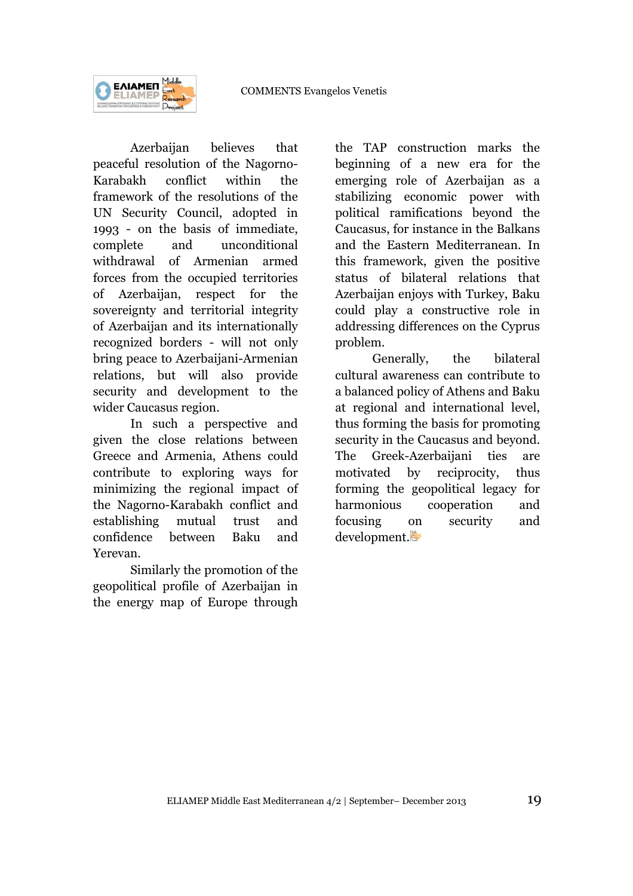Azerbaijan believes that peaceful resolution of the Nagorno-Karabakh conflict within the framework of the resolutions of the UN Security Council, adopted in 1993 - on the basis of immediate, complete and unconditional withdrawal of Armenian armed forces from the occupied territories of Azerbaijan, respect for the sovereignty and territorial integrity of Azerbaijan and its internationally recognized borders - will not only bring peace to Azerbaijani-Armenian relations, but will also provide security and development to the wider Caucasus region.

In such a perspective and given the close relations between Greece and Armenia, Athens could contribute to exploring ways for minimizing the regional impact of the Nagorno-Karabakh conflict and establishing mutual trust and confidence between Baku and Yerevan.

Similarly the promotion of the geopolitical profile of Azerbaijan in the energy map of Europe through the TAP construction marks the beginning of a new era for the emerging role of Azerbaijan as a stabilizing economic power with political ramifications beyond the Caucasus, for instance in the Balkans and the Eastern Mediterranean. In this framework, given the positive status of bilateral relations that Azerbaijan enjoys with Turkey, Baku could play a constructive role in addressing differences on the Cyprus problem.

Generally, the bilateral cultural awareness can contribute to a balanced policy of Athens and Baku at regional and international level, thus forming the basis for promoting security in the Caucasus and beyond. The Greek-Azerbaijani ties are motivated by reciprocity, thus forming the geopolitical legacy for harmonious cooperation and focusing on security and development.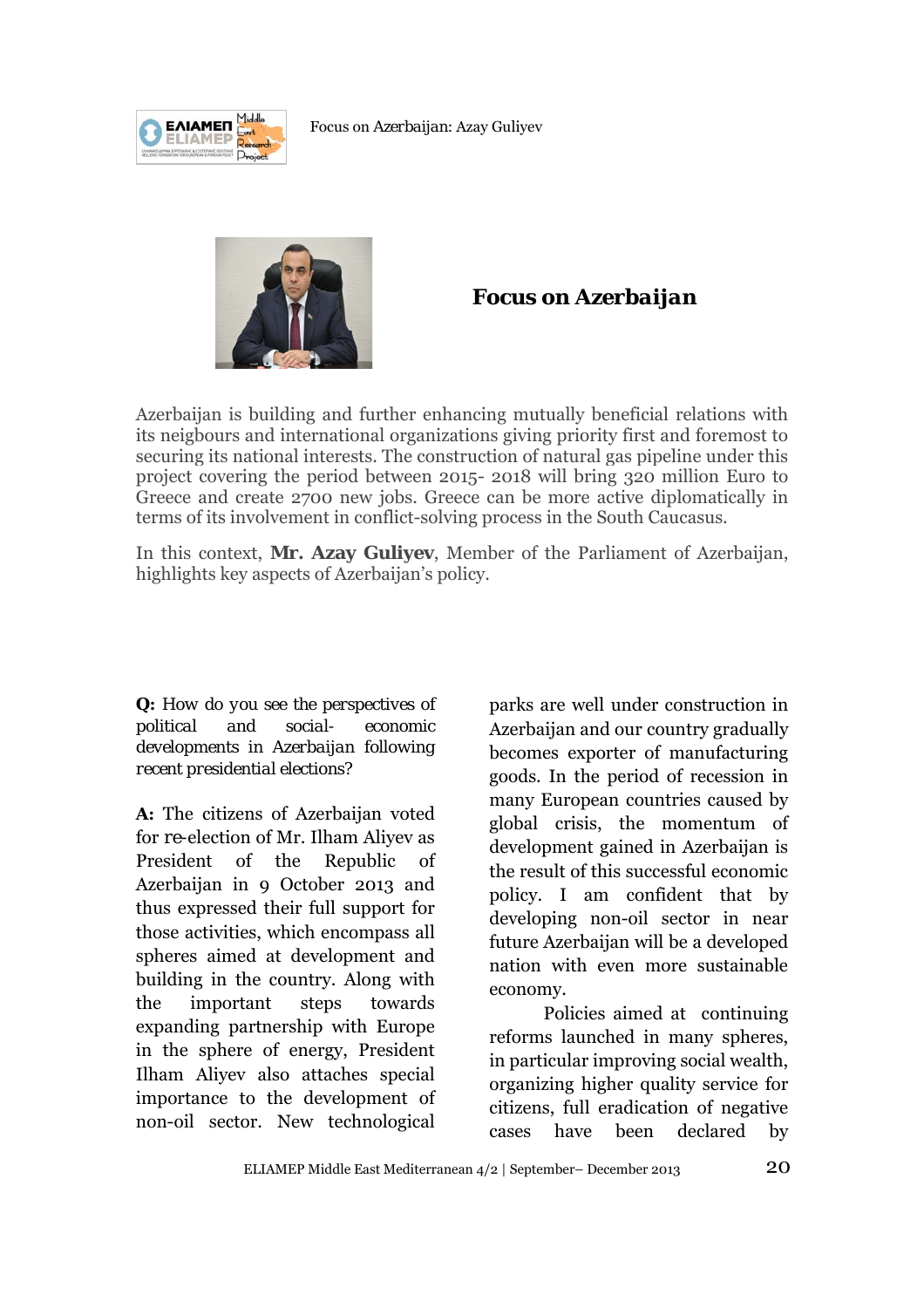## Focus on Azerbaijan

Azerbaijan is building and further enhancing mutually beneficial relations with its neigbours and international organizations giving priority first and foremost to securing its national interests. The construction of natural gas pipeline under this project covering the period between 2015- 2018 will bring 320 million Euro to Greece and create 2700 new jobs. Greece can be more active diplomatically in terms of its involvement in conflict-solving process in the South Caucasus.

In this context, **Mr. Azay Guliyev**, Member of the Parliament of Azerbaijan, highlights key aspects of Azerbaijan's policy.

**Q:** How do you see the perspectives of political and social- economic developments in Azerbaijan following recent presidential elections?

**A:** The citizens of Azerbaijan voted for re-election of Mr. Ilham Aliyev as President of the Republic of Azerbaijan in 9 October 2013 and thus expressed their full support for those activities, which encompass all spheres aimed at development and building in the country. Along with the important steps towards expanding partnership with Europe in the sphere of energy, President Ilham Aliyev also attaches special importance to the development of non-oil sector. New technological parks are well under construction in Azerbaijan and our country gradually becomes exporter of manufacturing goods. In the period of recession in many European countries caused by global crisis, the momentum of development gained in Azerbaijan is the result of this successful economic policy. I am confident that by developing non-oil sector in near future Azerbaijan will be a developed nation with even more sustainable economy.

Policies aimed at continuing reforms launched in many spheres, in particular improving social wealth, organizing higher quality service for citizens, full eradication of negative cases have been declared by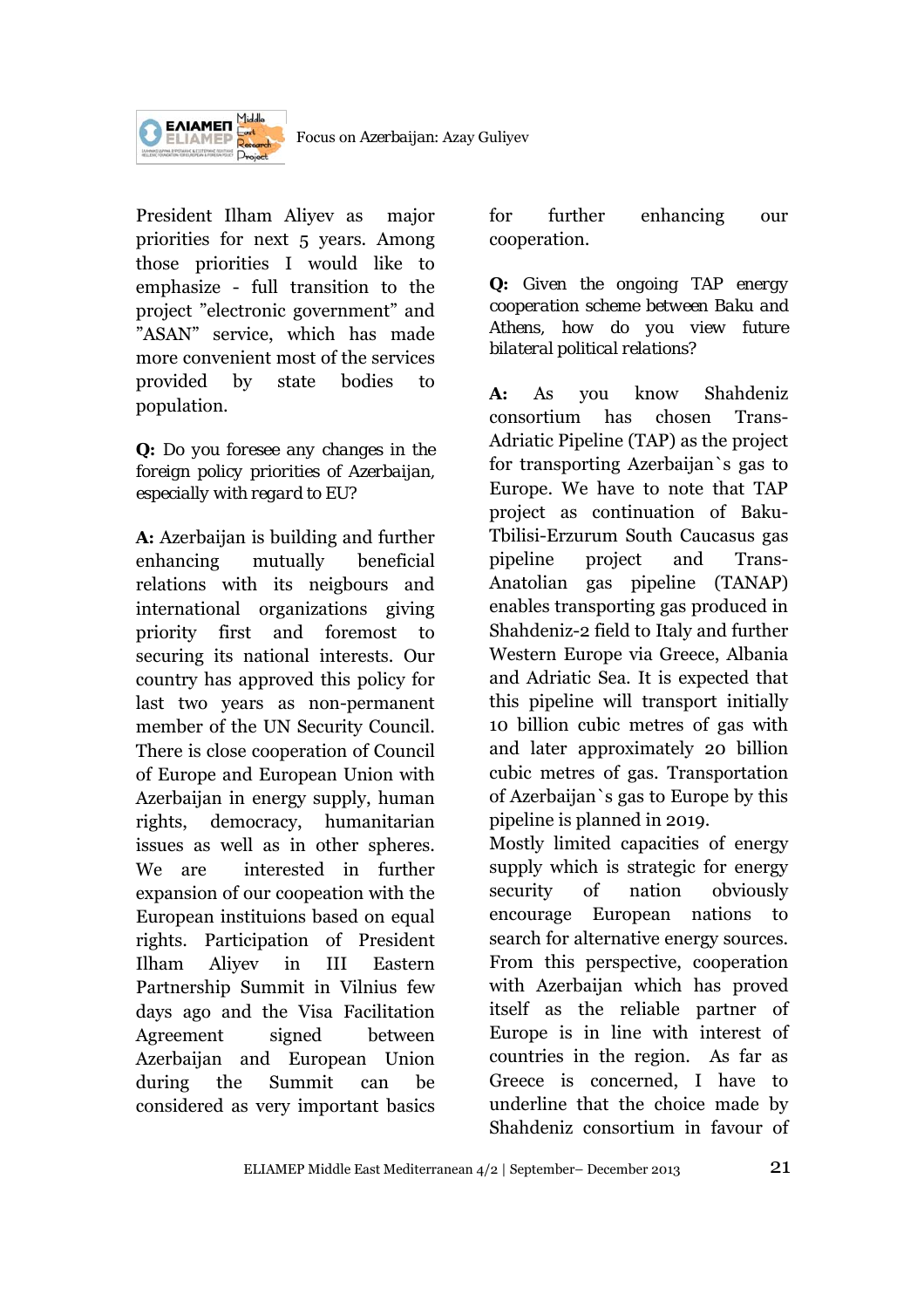President Ilham Aliyev as major priorities for next 5 years. Among those priorities I would like to emphasize - full transition to the project "electronic government" and "ASAN" service, which has made more convenient most of the services provided by state bodies to population.

**Q:** Do you foresee any changes in the foreign policy priorities of Azerbaijan, especially with regard to EU?

**A:** Azerbaijan is building and further enhancing mutually beneficial relations with its neigbours and international organizations giving priority first and foremost to securing its national interests. Our country has approved this policy for last two years as non-permanent member of the UN Security Council. There is close cooperation of Council of Europe and European Union with Azerbaijan in energy supply, human rights, democracy, humanitarian issues as well as in other spheres. We are interested in further expansion of our coopeation with the European instituions based on equal rights. Participation of President Ilham Aliyev in III Eastern Partnership Summit in Vilnius few days ago and the Visa Facilitation Agreement signed between Azerbaijan and European Union during the Summit can be considered as very important basics for further enhancing our cooperation.

**Q:** Given the ongoing TAP energy cooperation scheme between Baku and Athens, how do you view future bilateral political relations?

**A:** As you know Shahdeniz consortium has chosen Trans-Adriatic Pipeline (TAP) as the project for transporting Azerbaijan`s gas to Europe. We have to note that TAP project as continuation of Baku-Tbilisi-Erzurum South Caucasus gas pipeline project and Trans-Anatolian gas pipeline (TANAP) enables transporting gas produced in Shahdeniz-2 field to Italy and further Western Europe via Greece, Albania and Adriatic Sea. It is expected that this pipeline will transport initially 10 billion cubic metres of gas with and later approximately 20 billion cubic metres of gas. Transportation of Azerbaijan`s gas to Europe by this pipeline is planned in 2019.
Mostly limited capacities of energy supply which is strategic for energy security of nation obviously encourage European nations to search for alternative energy sources. From this perspective, cooperation with Azerbaijan which has proved itself as the reliable partner of Europe is in line with interest of countries in the region. As far as Greece is concerned, I have to underline that the choice made by Shahdeniz consortium in favour of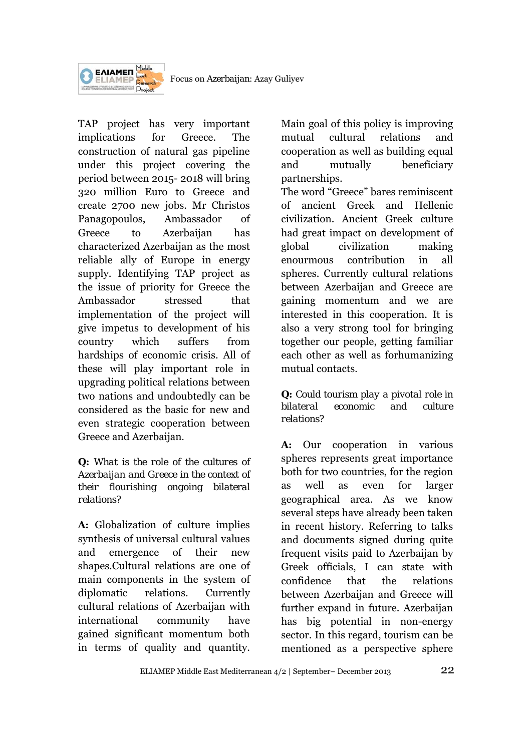TAP project has very important implications for Greece. The construction of natural gas pipeline under this project covering the period between 2015- 2018 will bring 320 million Euro to Greece and create 2700 new jobs. Mr Christos Panagopoulos, Ambassador of Greece to Azerbaijan has characterized Azerbaijan as the most reliable ally of Europe in energy supply. Identifying TAP project as the issue of priority for Greece the Ambassador stressed that implementation of the project will give impetus to development of his country which suffers from hardships of economic crisis. All of these will play important role in upgrading political relations between two nations and undoubtedly can be considered as the basic for new and even strategic cooperation between Greece and Azerbaijan.

**Q:** What is the role of the cultures of Azerbaijan and Greece in the context of their flourishing ongoing bilateral relations?

**A:** Globalization of culture implies synthesis of universal cultural values and emergence of their new shapes.Cultural relations are one of main components in the system of diplomatic relations. Currently cultural relations of Azerbaijan with international community have gained significant momentum both in terms of quality and quantity. Main goal of this policy is improving mutual cultural relations and cooperation as well as building equal and mutually beneficiary partnerships.

The word "Greece" bares reminiscent of ancient Greek and Hellenic civilization. Ancient Greek culture had great impact on development of global civilization making enourmous contribution in all spheres. Currently cultural relations between Azerbaijan and Greece are gaining momentum and we are interested in this cooperation. It is also a very strong tool for bringing together our people, getting familiar each other as well as forhumanizing mutual contacts.

**Q:** Could tourism play a pivotal role in bilateral economic and culture relations?

**A:** Our cooperation in various spheres represents great importance both for two countries, for the region as well as even for larger geographical area. As we know several steps have already been taken in recent history. Referring to talks and documents signed during quite frequent visits paid to Azerbaijan by Greek officials, I can state with confidence that the relations between Azerbaijan and Greece will further expand in future. Azerbaijan has big potential in non-energy sector. In this regard, tourism can be mentioned as a perspective sphere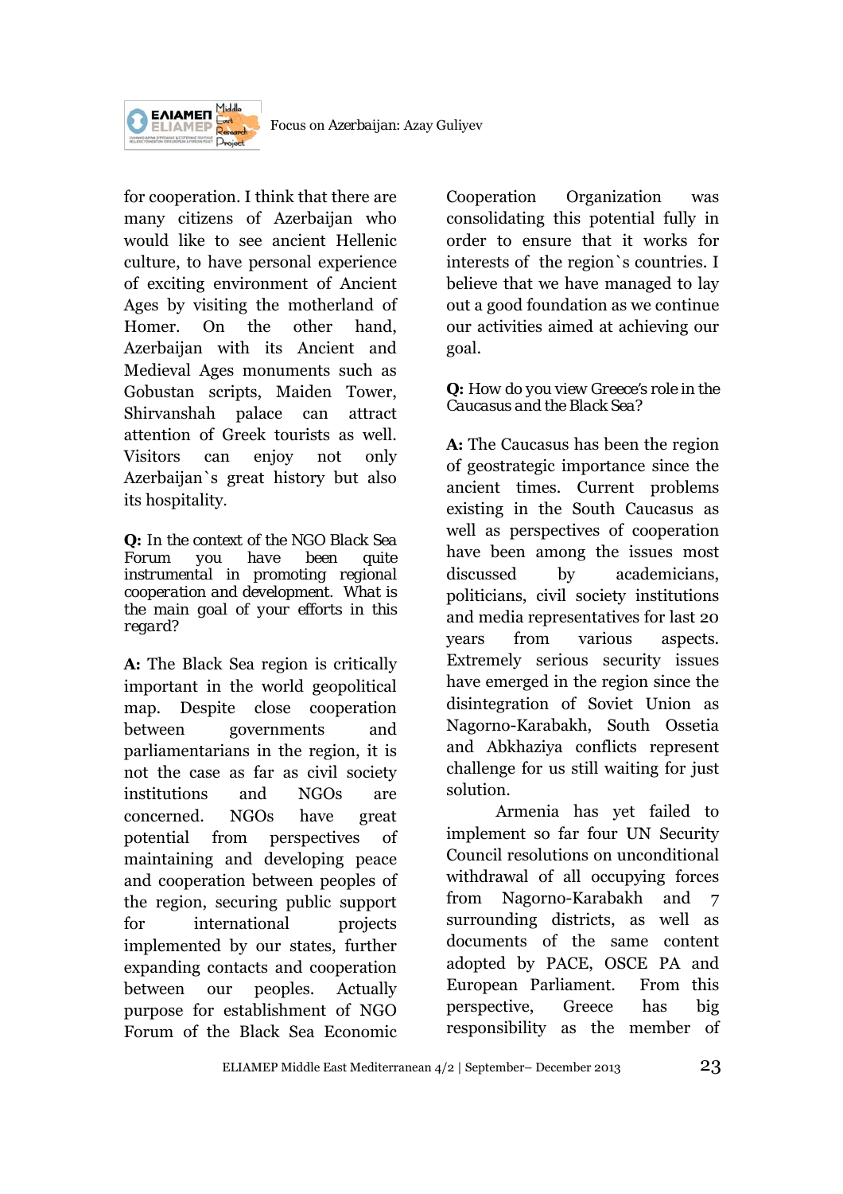for cooperation. I think that there are many citizens of Azerbaijan who would like to see ancient Hellenic culture, to have personal experience of exciting environment of Ancient Ages by visiting the motherland of Homer. On the other hand, Azerbaijan with its Ancient and Medieval Ages monuments such as Gobustan scripts, Maiden Tower, Shirvanshah palace can attract attention of Greek tourists as well. Visitors can enjoy not only Azerbaijan`s great history but also its hospitality.

**Q:** In the context of the NGO Black Sea Forum you have been quite instrumental in promoting regional cooperation and development. What is the main goal of your efforts in this regard?

**A:** The Black Sea region is critically important in the world geopolitical map. Despite close cooperation between governments and parliamentarians in the region, it is not the case as far as civil society institutions and NGOs are concerned. NGOs have great potential from perspectives of maintaining and developing peace and cooperation between peoples of the region, securing public support for international projects implemented by our states, further expanding contacts and cooperation between our peoples. Actually purpose for establishment of NGO Forum of the Black Sea Economic Cooperation Organization was consolidating this potential fully in order to ensure that it works for interests of the region`s countries. I believe that we have managed to lay out a good foundation as we continue our activities aimed at achieving our goal.

**Q:** How do you view Greece's role in the Caucasus and the Black Sea?

**A:** The Caucasus has been the region of geostrategic importance since the ancient times. Current problems existing in the South Caucasus as well as perspectives of cooperation have been among the issues most discussed by academicians, politicians, civil society institutions and media representatives for last 20 years from various aspects. Extremely serious security issues have emerged in the region since the disintegration of Soviet Union as Nagorno-Karabakh, South Ossetia and Abkhaziya conflicts represent challenge for us still waiting for just solution.

Armenia has yet failed to implement so far four UN Security Council resolutions on unconditional withdrawal of all occupying forces from Nagorno-Karabakh and 7 surrounding districts, as well as documents of the same content adopted by PACE, OSCE PA and European Parliament. From this perspective, Greece has big responsibility as the member of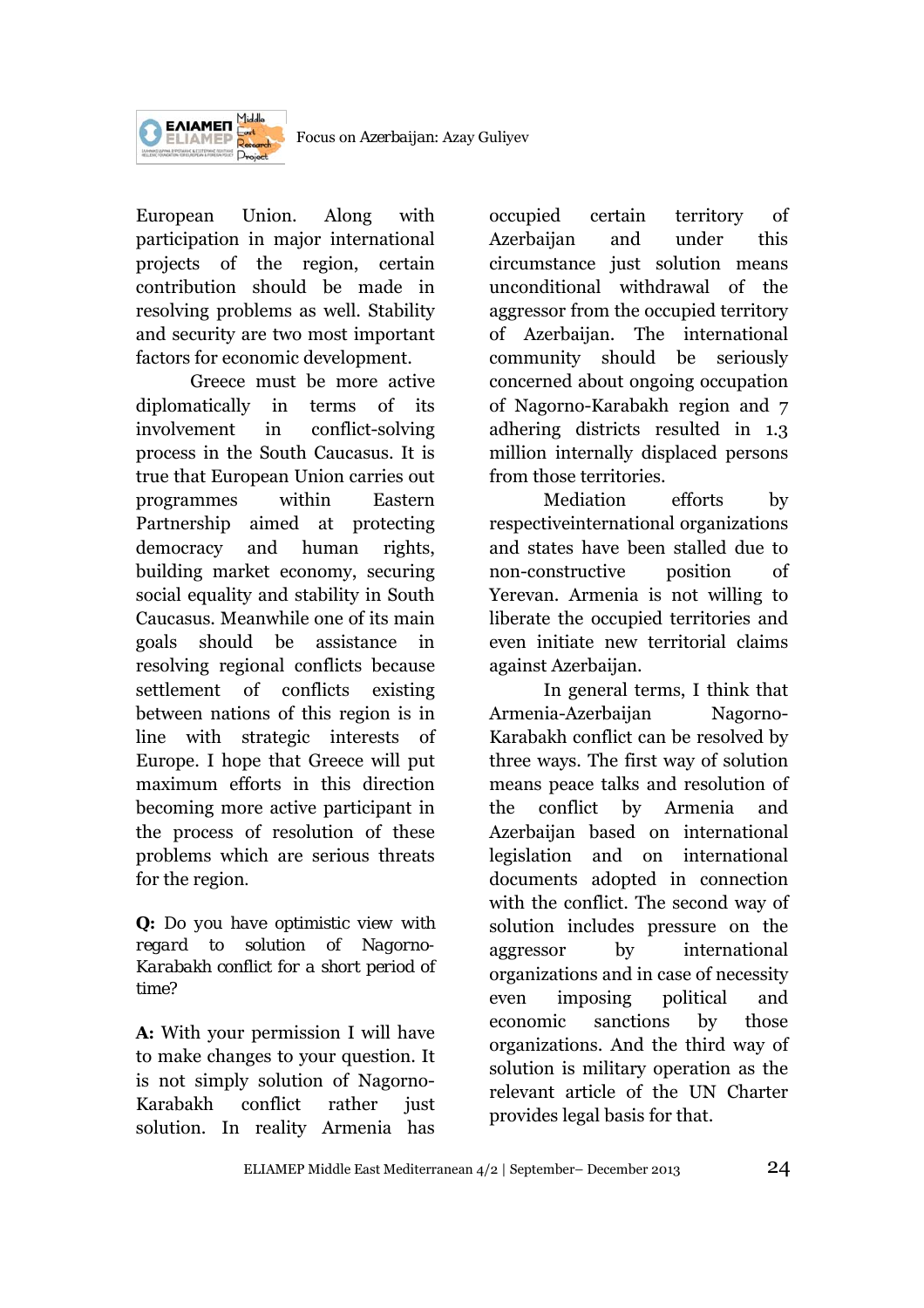European Union. Along with participation in major international projects of the region, certain contribution should be made in resolving problems as well. Stability and security are two most important factors for economic development.

Greece must be more active diplomatically in terms of its involvement in conflict-solving process in the South Caucasus. It is true that European Union carries out programmes within Eastern Partnership aimed at protecting democracy and human rights, building market economy, securing social equality and stability in South Caucasus. Meanwhile one of its main goals should be assistance in resolving regional conflicts because settlement of conflicts existing between nations of this region is in line with strategic interests of Europe. I hope that Greece will put maximum efforts in this direction becoming more active participant in the process of resolution of these problems which are serious threats for the region.

**Q:** Do you have optimistic view with regard to solution of Nagorno-Karabakh conflict for a short period of time?

**A:** With your permission I will have to make changes to your question. It is not simply solution of Nagorno-Karabakh conflict rather just solution. In reality Armenia has occupied certain territory of Azerbaijan and under this circumstance just solution means unconditional withdrawal of the aggressor from the occupied territory of Azerbaijan. The international community should be seriously concerned about ongoing occupation of Nagorno-Karabakh region and 7 adhering districts resulted in 1.3 million internally displaced persons from those territories.

Mediation efforts by respectiveinternational organizations and states have been stalled due to non-constructive position of Yerevan. Armenia is not willing to liberate the occupied territories and even initiate new territorial claims against Azerbaijan.

In general terms, I think that Armenia-Azerbaijan Nagorno-Karabakh conflict can be resolved by three ways. The first way of solution means peace talks and resolution of the conflict by Armenia and Azerbaijan based on international legislation and on international documents adopted in connection with the conflict. The second way of solution includes pressure on the aggressor by international organizations and in case of necessity even imposing political and economic sanctions by those organizations. And the third way of solution is military operation as the relevant article of the UN Charter provides legal basis for that.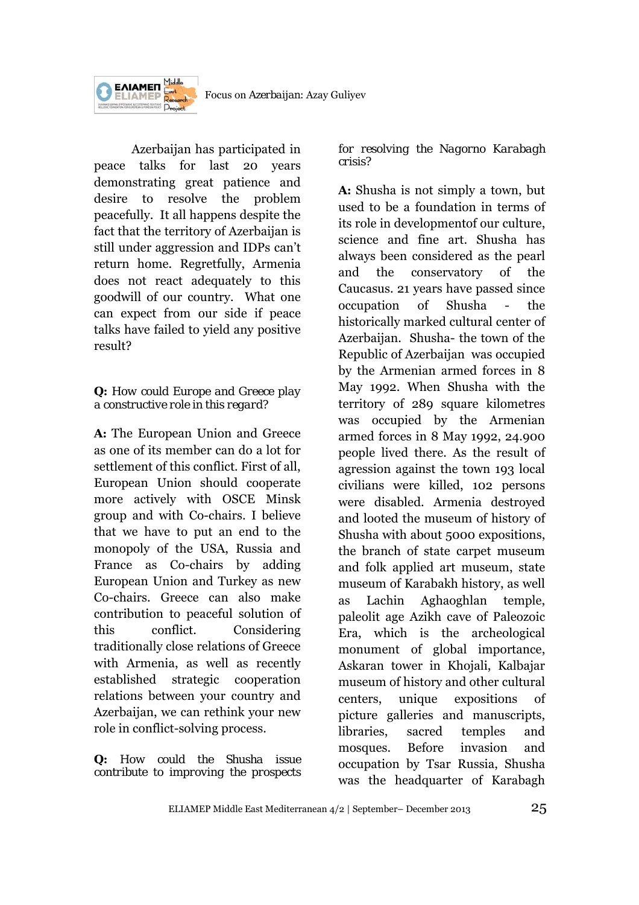Azerbaijan has participated in peace talks for last 20 years demonstrating great patience and desire to resolve the problem peacefully. It all happens despite the fact that the territory of Azerbaijan is still under aggression and IDPs can't return home. Regretfully, Armenia does not react adequately to this goodwill of our country. What one can expect from our side if peace talks have failed to yield any positive result?

**Q:** How could Europe and Greece play a constructive role in this regard?

**A:** The European Union and Greece as one of its member can do a lot for settlement of this conflict. First of all, European Union should cooperate more actively with OSCE Minsk group and with Co-chairs. I believe that we have to put an end to the monopoly of the USA, Russia and France as Co-chairs by adding European Union and Turkey as new Co-chairs. Greece can also make contribution to peaceful solution of this conflict. Considering traditionally close relations of Greece with Armenia, as well as recently established strategic cooperation relations between your country and Azerbaijan, we can rethink your new role in conflict-solving process.

**Q:** How could the Shusha issue contribute to improving the prospects for resolving the Nagorno Karabagh crisis?

**A:** Shusha is not simply a town, but used to be a foundation in terms of its role in developmentof our culture, science and fine art. Shusha has always been considered as the pearl and the conservatory of the Caucasus. 21 years have passed since occupation of Shusha - the historically marked cultural center of Azerbaijan. Shusha- the town of the Republic of Azerbaijan was occupied by the Armenian armed forces in 8 May 1992. When Shusha with the territory of 289 square kilometres was occupied by the Armenian armed forces in 8 May 1992, 24.900 people lived there. As the result of agression against the town 193 local civilians were killed, 102 persons were disabled. Armenia destroyed and looted the museum of history of Shusha with about 5000 expositions, the branch of state carpet museum and folk applied art museum, state museum of Karabakh history, as well as Lachin Aghaoghlan temple, paleolit age Azikh cave of Paleozoic Era, which is the archeological monument of global importance, Askaran tower in Khojali, Kalbajar museum of history and other cultural centers, unique expositions of picture galleries and manuscripts, libraries, sacred temples and mosques. Before invasion and occupation by Tsar Russia, Shusha was the headquarter of Karabagh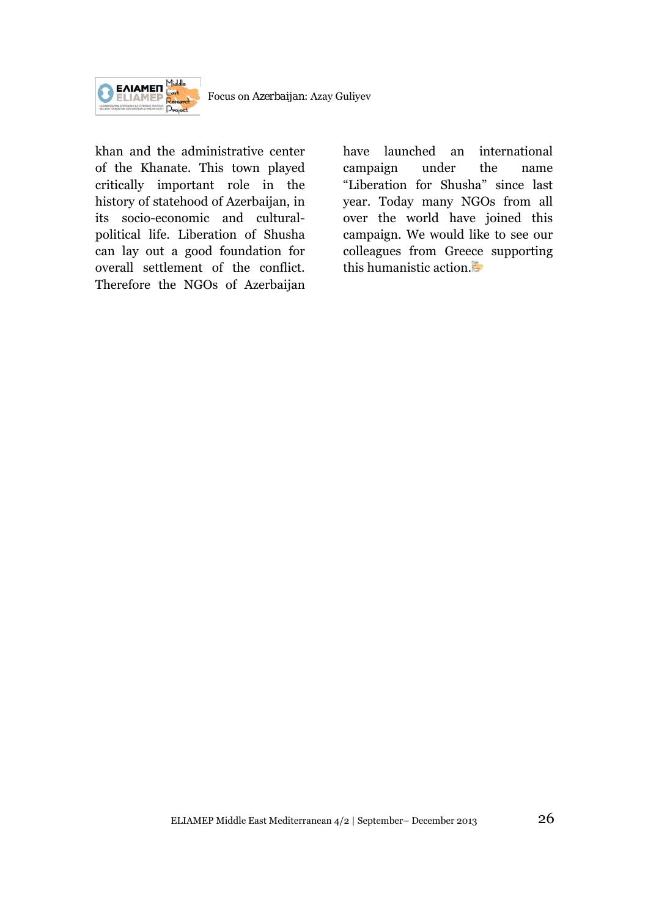khan and the administrative center of the Khanate. This town played critically important role in the history of statehood of Azerbaijan, in its socio-economic and cultural-political life. Liberation of Shusha can lay out a good foundation for overall settlement of the conflict. Therefore the NGOs of Azerbaijan have launched an international campaign under the name “Liberation for Shusha” since last year. Today many NGOs from all over the world have joined this campaign. We would like to see our colleagues from Greece supporting this humanistic action.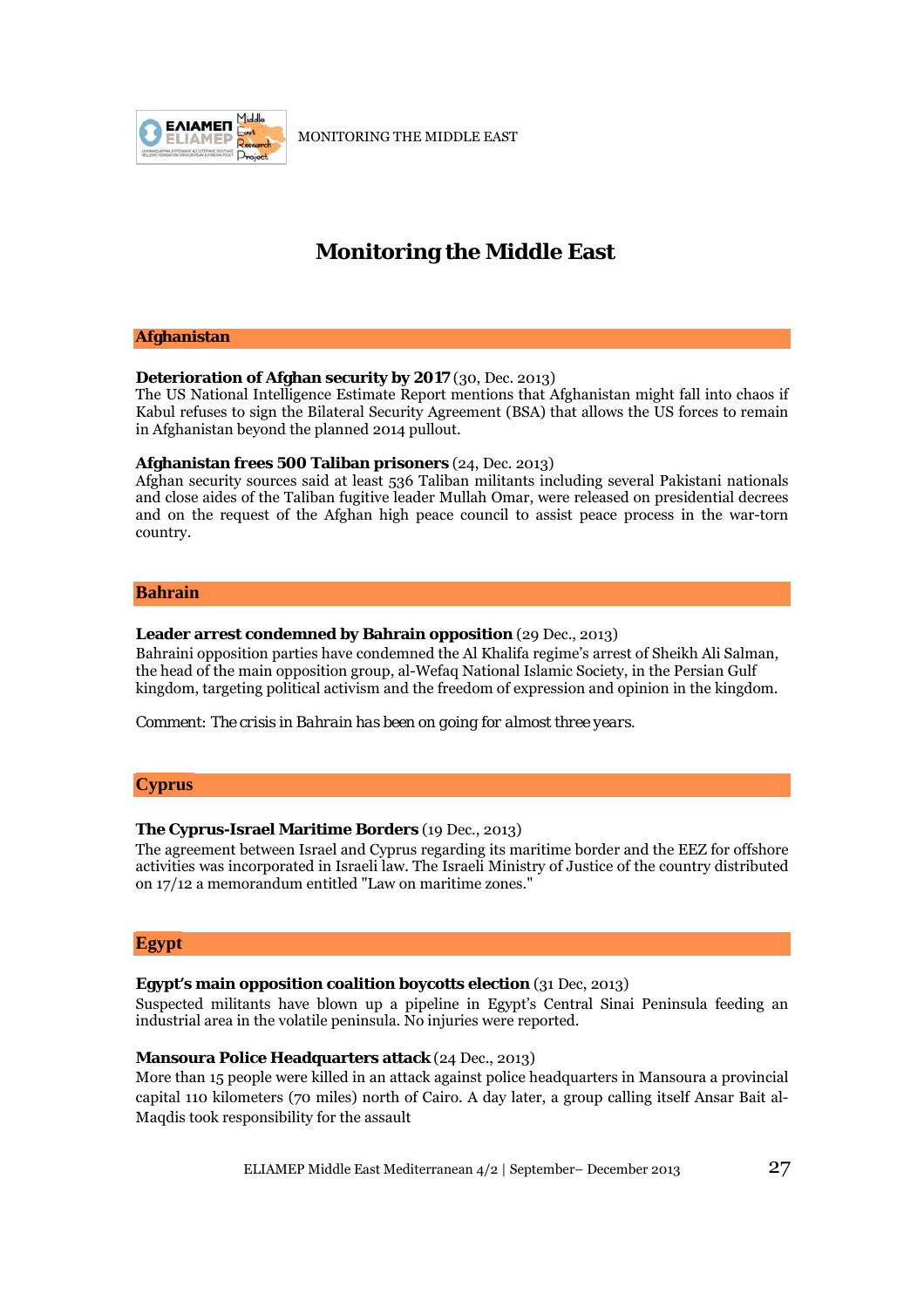# Monitoring the Middle East

## Afghanistan

**Deterioration of Afghan security by 2017** (30, Dec. 2013)
The US National Intelligence Estimate Report mentions that Afghanistan might fall into chaos if Kabul refuses to sign the Bilateral Security Agreement (BSA) that allows the US forces to remain in Afghanistan beyond the planned 2014 pullout.

**Afghanistan frees 500 Taliban prisoners** (24, Dec. 2013)
Afghan security sources said at least 536 Taliban militants including several Pakistani nationals and close aides of the Taliban fugitive leader Mullah Omar, were released on presidential decrees and on the request of the Afghan high peace council to assist peace process in the war-torn country.

## Bahrain

**Leader arrest condemned by Bahrain opposition** (29 Dec., 2013)
Bahraini opposition parties have condemned the Al Khalifa regime's arrest of Sheikh Ali Salman, the head of the main opposition group, al-Wefaq National Islamic Society, in the Persian Gulf kingdom, targeting political activism and the freedom of expression and opinion in the kingdom.

Comment: *The crisis in Bahrain has been on going for almost three years.*

## Cyprus

**The Cyprus-Israel Maritime Borders** (19 Dec., 2013)
The agreement between Israel and Cyprus regarding its maritime border and the EEZ for offshore activities was incorporated in Israeli law. The Israeli Ministry of Justice of the country distributed on 17/12 a memorandum entitled "Law on maritime zones."

## Egypt

**Egypt's main opposition coalition boycotts election** (31 Dec, 2013)
Suspected militants have blown up a pipeline in Egypt's Central Sinai Peninsula feeding an industrial area in the volatile peninsula. No injuries were reported.

**Mansoura Police Headquarters attack** (24 Dec., 2013)
More than 15 people were killed in an attack against police headquarters in Mansoura a provincial capital 110 kilometers (70 miles) north of Cairo. A day later, a group calling itself Ansar Bait al-Maqdis took responsibility for the assault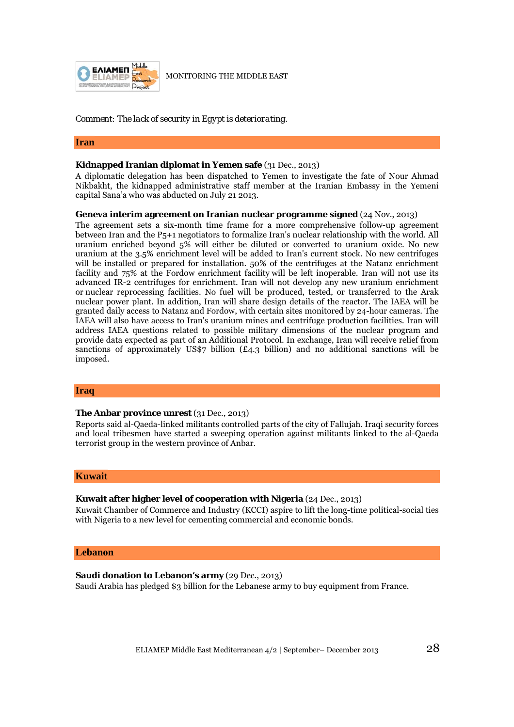*Comment: The lack of security in Egypt is deteriorating.*

## Iran

**Kidnapped Iranian diplomat in Yemen safe** (31 Dec., 2013)
A diplomatic delegation has been dispatched to Yemen to investigate the fate of Nour Ahmad Nikbakht, the kidnapped administrative staff member at the Iranian Embassy in the Yemeni capital Sana'a who was abducted on July 21 2013.

**Geneva interim agreement on Iranian nuclear programme signed** (24 Nov., 2013)
The agreement sets a six-month time frame for a more comprehensive follow-up agreement between Iran and the P5+1 negotiators to formalize Iran's nuclear relationship with the world. All uranium enriched beyond 5% will either be diluted or converted to uranium oxide. No new uranium at the 3.5% enrichment level will be added to Iran's current stock. No new centrifuges will be installed or prepared for installation. 50% of the centrifuges at the Natanz enrichment facility and 75% at the Fordow enrichment facility will be left inoperable. Iran will not use its advanced IR-2 centrifuges for enrichment. Iran will not develop any new uranium enrichment or nuclear reprocessing facilities. No fuel will be produced, tested, or transferred to the Arak nuclear power plant. In addition, Iran will share design details of the reactor. The IAEA will be granted daily access to Natanz and Fordow, with certain sites monitored by 24-hour cameras. The IAEA will also have access to Iran's uranium mines and centrifuge production facilities. Iran will address IAEA questions related to possible military dimensions of the nuclear program and provide data expected as part of an Additional Protocol. In exchange, Iran will receive relief from sanctions of approximately US$7 billion (£4.3 billion) and no additional sanctions will be imposed.

## Iraq

**The Anbar province unrest** (31 Dec., 2013)
Reports said al-Qaeda-linked militants controlled parts of the city of Fallujah. Iraqi security forces and local tribesmen have started a sweeping operation against militants linked to the al-Qaeda terrorist group in the western province of Anbar.

## Kuwait

**Kuwait after higher level of cooperation with Nigeria** (24 Dec., 2013)
Kuwait Chamber of Commerce and Industry (KCCI) aspire to lift the long-time political-social ties with Nigeria to a new level for cementing commercial and economic bonds.

## Lebanon

**Saudi donation to Lebanon's army** (29 Dec., 2013)
Saudi Arabia has pledged $3 billion for the Lebanese army to buy equipment from France.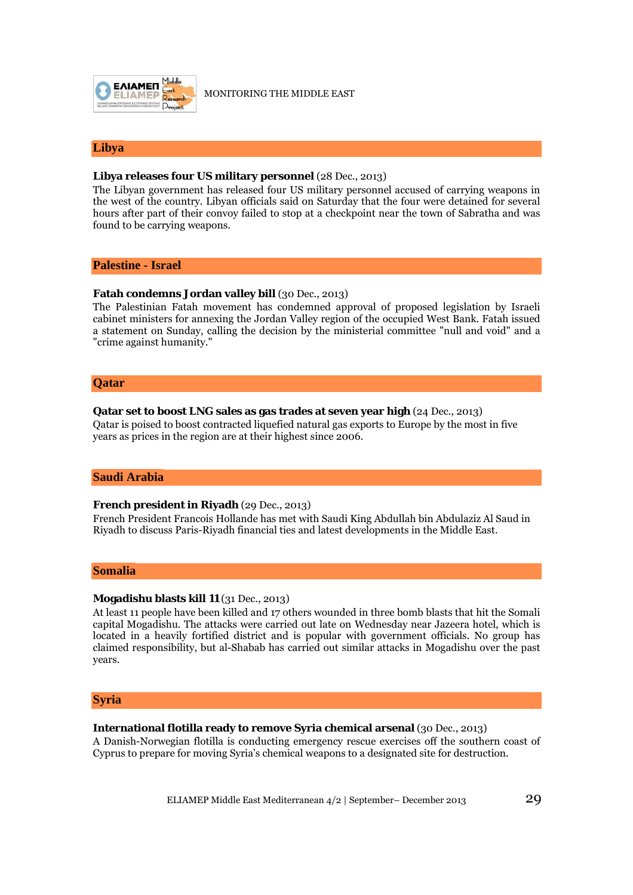## Libya

**Libya releases four US military personnel** (28 Dec., 2013)
The Libyan government has released four US military personnel accused of carrying weapons in the west of the country. Libyan officials said on Saturday that the four were detained for several hours after part of their convoy failed to stop at a checkpoint near the town of Sabratha and was found to be carrying weapons.

## Palestine - Israel

**Fatah condemns Jordan valley bill** (30 Dec., 2013)
The Palestinian Fatah movement has condemned approval of proposed legislation by Israeli cabinet ministers for annexing the Jordan Valley region of the occupied West Bank. Fatah issued a statement on Sunday, calling the decision by the ministerial committee "null and void" and a "crime against humanity."

## Qatar

**Qatar set to boost LNG sales as gas trades at seven year high** (24 Dec., 2013)
Qatar is poised to boost contracted liquefied natural gas exports to Europe by the most in five years as prices in the region are at their highest since 2006.

## Saudi Arabia

**French president in Riyadh** (29 Dec., 2013)
French President Francois Hollande has met with Saudi King Abdullah bin Abdulaziz Al Saud in Riyadh to discuss Paris-Riyadh financial ties and latest developments in the Middle East.

## Somalia

**Mogadishu blasts kill 11** (31 Dec., 2013)
At least 11 people have been killed and 17 others wounded in three bomb blasts that hit the Somali capital Mogadishu. The attacks were carried out late on Wednesday near Jazeera hotel, which is located in a heavily fortified district and is popular with government officials. No group has claimed responsibility, but al-Shabab has carried out similar attacks in Mogadishu over the past years.

## Syria

**International flotilla ready to remove Syria chemical arsenal** (30 Dec., 2013)
A Danish-Norwegian flotilla is conducting emergency rescue exercises off the southern coast of Cyprus to prepare for moving Syria's chemical weapons to a designated site for destruction.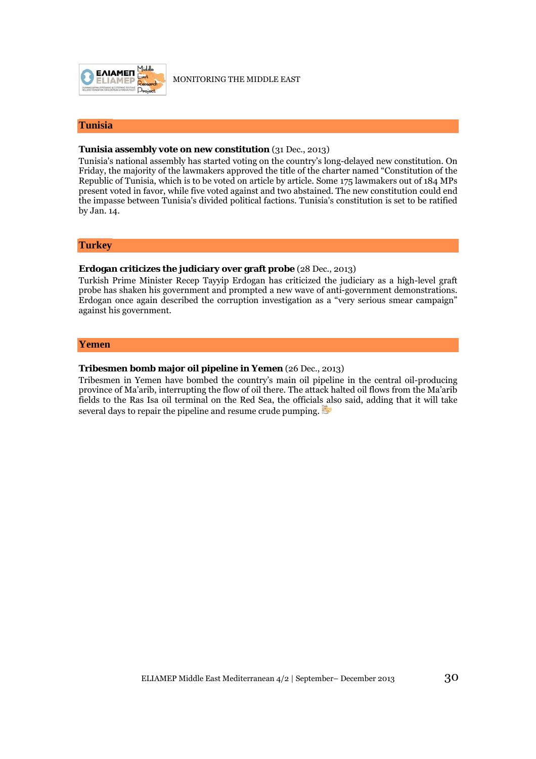## Tunisia

**Tunisia assembly vote on new constitution** (31 Dec., 2013)

Tunisia's national assembly has started voting on the country's long-delayed new constitution. On Friday, the majority of the lawmakers approved the title of the charter named "Constitution of the Republic of Tunisia, which is to be voted on article by article. Some 175 lawmakers out of 184 MPs present voted in favor, while five voted against and two abstained. The new constitution could end the impasse between Tunisia's divided political factions. Tunisia's constitution is set to be ratified by Jan. 14.

## Turkey

**Erdogan criticizes the judiciary over graft probe** (28 Dec., 2013)

Turkish Prime Minister Recep Tayyip Erdogan has criticized the judiciary as a high-level graft probe has shaken his government and prompted a new wave of anti-government demonstrations. Erdogan once again described the corruption investigation as a "very serious smear campaign" against his government.

## Yemen

**Tribesmen bomb major oil pipeline in Yemen** (26 Dec., 2013)

Tribesmen in Yemen have bombed the country's main oil pipeline in the central oil-producing province of Ma'arib, interrupting the flow of oil there. The attack halted oil flows from the Ma'arib fields to the Ras Isa oil terminal on the Red Sea, the officials also said, adding that it will take several days to repair the pipeline and resume crude pumping.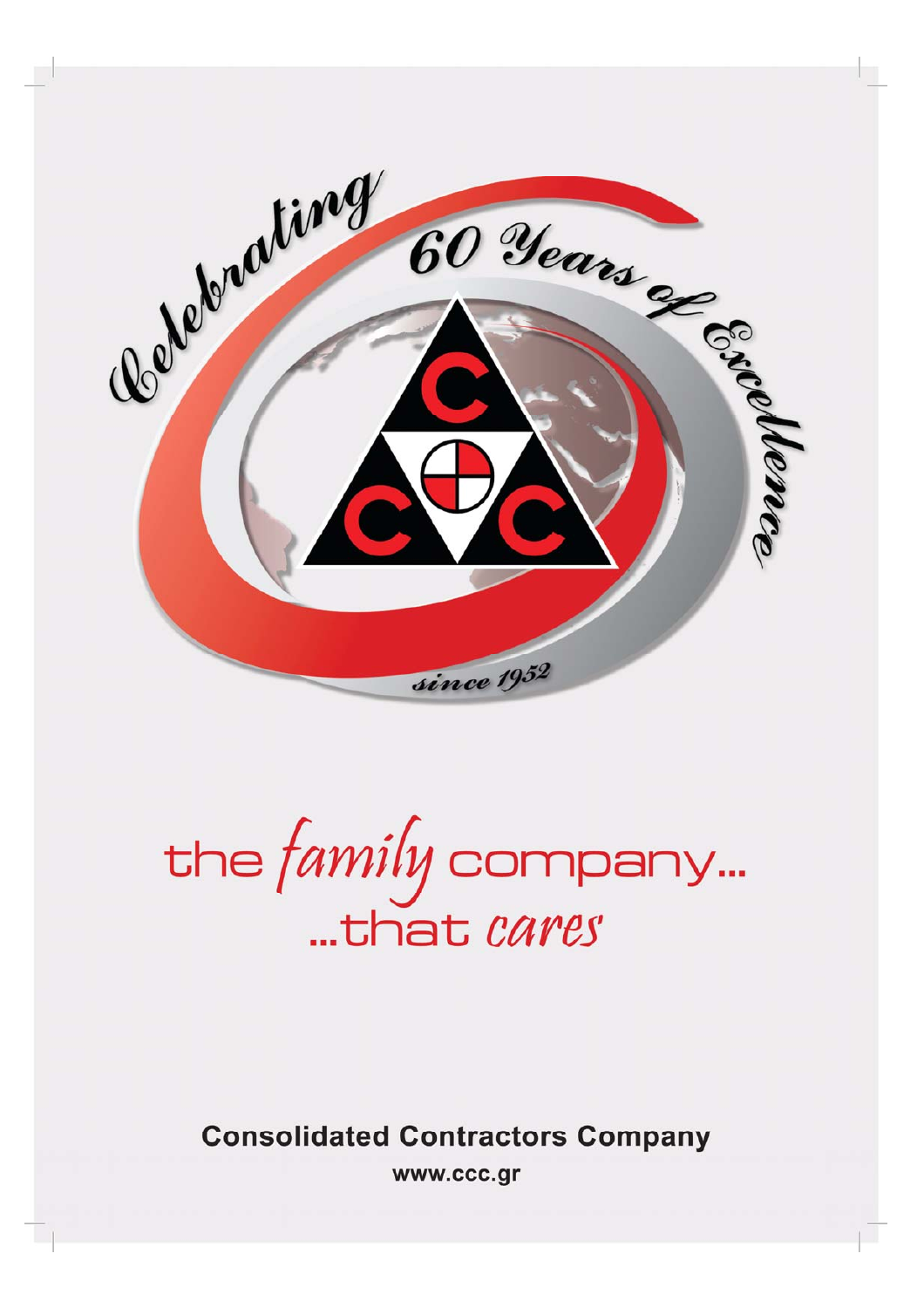Celebrating 60 Years of Excellence

since 1952

the *family* company...
...that *cares*

**Consolidated Contractors Company**

**www.ccc.gr**